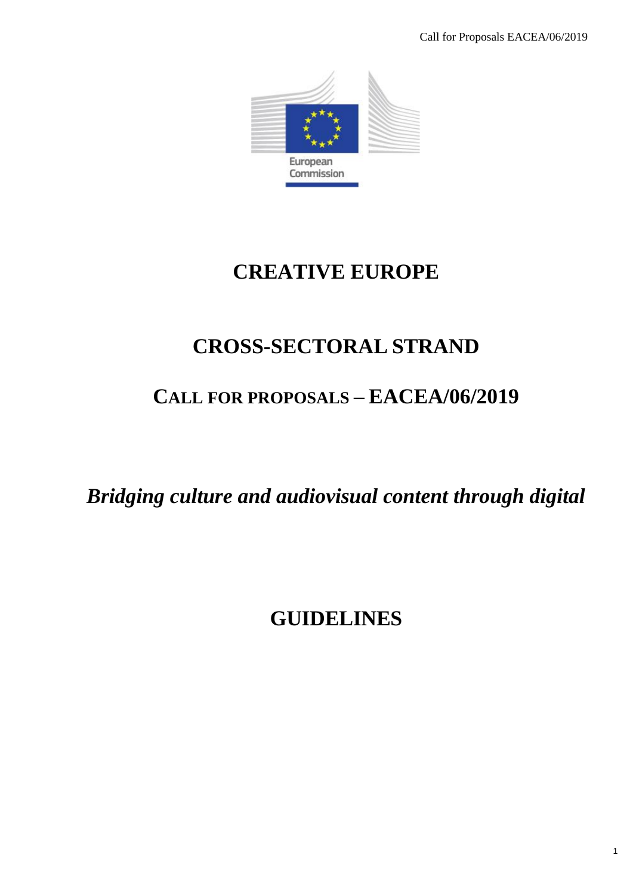# CREATIVE EUROPE

## CROSS-SECTORAL STRAND

## CALL FOR PROPOSALS – EACEA/06/2019

***Bridging culture and audiovisual content through digital***

## GUIDELINES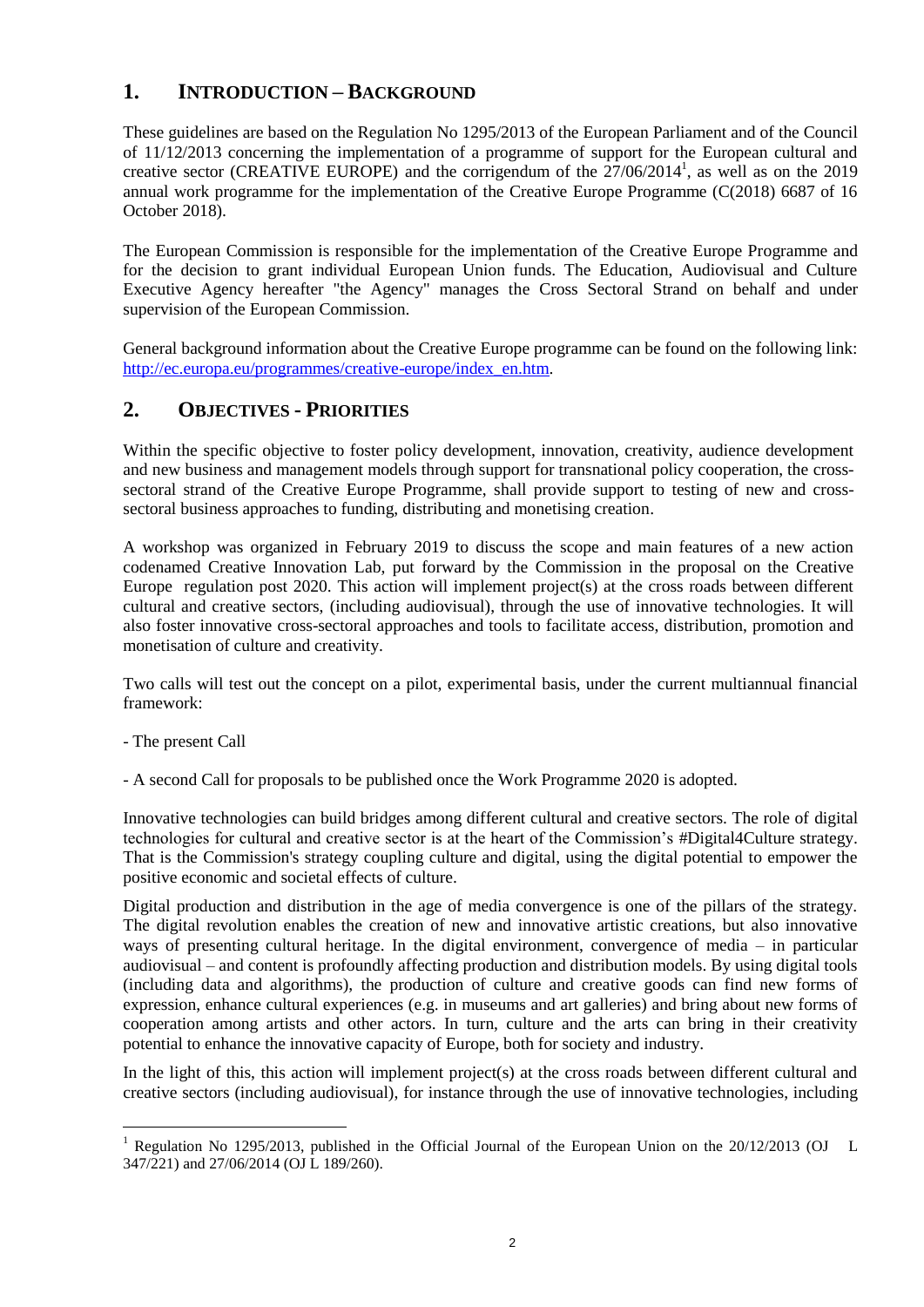## 1. INTRODUCTION – BACKGROUND

These guidelines are based on the Regulation No 1295/2013 of the European Parliament and of the Council of 11/12/2013 concerning the implementation of a programme of support for the European cultural and creative sector (CREATIVE EUROPE) and the corrigendum of the 27/06/2014[1], as well as on the 2019 annual work programme for the implementation of the Creative Europe Programme (C(2018) 6687 of 16 October 2018).

The European Commission is responsible for the implementation of the Creative Europe Programme and for the decision to grant individual European Union funds. The Education, Audiovisual and Culture Executive Agency hereafter "the Agency" manages the Cross Sectoral Strand on behalf and under supervision of the European Commission.

General background information about the Creative Europe programme can be found on the following link: http://ec.europa.eu/programmes/creative-europe/index_en.htm.

## 2. OBJECTIVES - PRIORITIES

Within the specific objective to foster policy development, innovation, creativity, audience development and new business and management models through support for transnational policy cooperation, the cross-sectoral strand of the Creative Europe Programme, shall provide support to testing of new and cross-sectoral business approaches to funding, distributing and monetising creation.

A workshop was organized in February 2019 to discuss the scope and main features of a new action codenamed Creative Innovation Lab, put forward by the Commission in the proposal on the Creative Europe regulation post 2020. This action will implement project(s) at the cross roads between different cultural and creative sectors, (including audiovisual), through the use of innovative technologies. It will also foster innovative cross-sectoral approaches and tools to facilitate access, distribution, promotion and monetisation of culture and creativity.

Two calls will test out the concept on a pilot, experimental basis, under the current multiannual financial framework:

- The present Call

- A second Call for proposals to be published once the Work Programme 2020 is adopted.

Innovative technologies can build bridges among different cultural and creative sectors. The role of digital technologies for cultural and creative sector is at the heart of the Commission's #Digital4Culture strategy. That is the Commission's strategy coupling culture and digital, using the digital potential to empower the positive economic and societal effects of culture.

Digital production and distribution in the age of media convergence is one of the pillars of the strategy. The digital revolution enables the creation of new and innovative artistic creations, but also innovative ways of presenting cultural heritage. In the digital environment, convergence of media – in particular audiovisual – and content is profoundly affecting production and distribution models. By using digital tools (including data and algorithms), the production of culture and creative goods can find new forms of expression, enhance cultural experiences (e.g. in museums and art galleries) and bring about new forms of cooperation among artists and other actors. In turn, culture and the arts can bring in their creativity potential to enhance the innovative capacity of Europe, both for society and industry.

In the light of this, this action will implement project(s) at the cross roads between different cultural and creative sectors (including audiovisual), for instance through the use of innovative technologies, including

[1] Regulation No 1295/2013, published in the Official Journal of the European Union on the 20/12/2013 (OJ L 347/221) and 27/06/2014 (OJ L 189/260).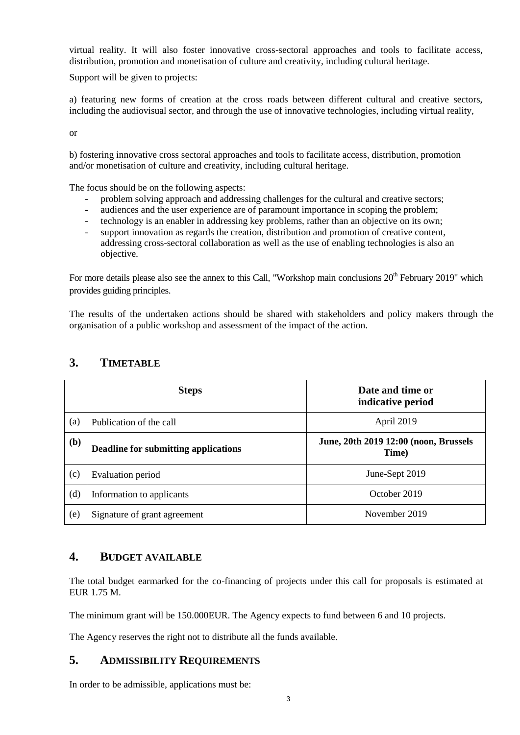virtual reality. It will also foster innovative cross-sectoral approaches and tools to facilitate access, distribution, promotion and monetisation of culture and creativity, including cultural heritage.

Support will be given to projects:

a) featuring new forms of creation at the cross roads between different cultural and creative sectors, including the audiovisual sector, and through the use of innovative technologies, including virtual reality,

or

b) fostering innovative cross sectoral approaches and tools to facilitate access, distribution, promotion and/or monetisation of culture and creativity, including cultural heritage.

The focus should be on the following aspects:

- problem solving approach and addressing challenges for the cultural and creative sectors;
- audiences and the user experience are of paramount importance in scoping the problem;
- technology is an enabler in addressing key problems, rather than an objective on its own;
- support innovation as regards the creation, distribution and promotion of creative content, addressing cross-sectoral collaboration as well as the use of enabling technologies is also an objective.

For more details please also see the annex to this Call, "Workshop main conclusions 20th February 2019" which provides guiding principles.

The results of the undertaken actions should be shared with stakeholders and policy makers through the organisation of a public workshop and assessment of the impact of the action.

## 3. TIMETABLE

| | Steps | Date and time or indicative period |
|---|---|---|
| (a) | Publication of the call | April 2019 |
| **(b)** | **Deadline for submitting applications** | **June, 20th 2019 12:00 (noon, Brussels Time)** |
| (c) | Evaluation period | June-Sept 2019 |
| (d) | Information to applicants | October 2019 |
| (e) | Signature of grant agreement | November 2019 |

## 4. BUDGET AVAILABLE

The total budget earmarked for the co-financing of projects under this call for proposals is estimated at EUR 1.75 M.

The minimum grant will be 150.000EUR. The Agency expects to fund between 6 and 10 projects.

The Agency reserves the right not to distribute all the funds available.

## 5. ADMISSIBILITY REQUIREMENTS

In order to be admissible, applications must be: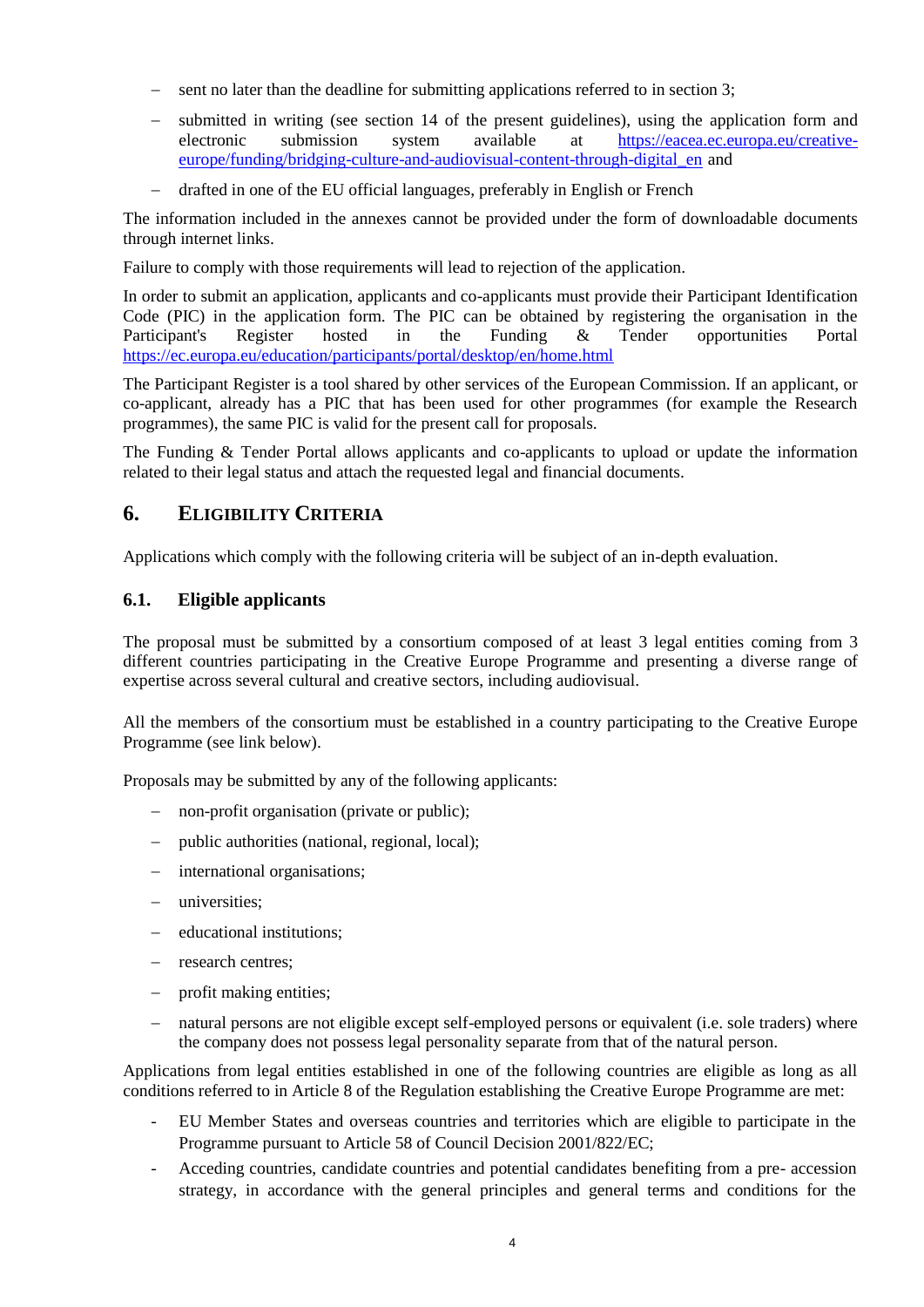- sent no later than the deadline for submitting applications referred to in section 3;
- submitted in writing (see section 14 of the present guidelines), using the application form and electronic submission system available at https://eacea.ec.europa.eu/creative-europe/funding/bridging-culture-and-audiovisual-content-through-digital_en and
- drafted in one of the EU official languages, preferably in English or French

The information included in the annexes cannot be provided under the form of downloadable documents through internet links.

Failure to comply with those requirements will lead to rejection of the application.

In order to submit an application, applicants and co-applicants must provide their Participant Identification Code (PIC) in the application form. The PIC can be obtained by registering the organisation in the Participant's Register hosted in the Funding & Tender opportunities Portal https://ec.europa.eu/education/participants/portal/desktop/en/home.html

The Participant Register is a tool shared by other services of the European Commission. If an applicant, or co-applicant, already has a PIC that has been used for other programmes (for example the Research programmes), the same PIC is valid for the present call for proposals.

The Funding & Tender Portal allows applicants and co-applicants to upload or update the information related to their legal status and attach the requested legal and financial documents.

## 6. ELIGIBILITY CRITERIA

Applications which comply with the following criteria will be subject of an in-depth evaluation.

### 6.1. Eligible applicants

The proposal must be submitted by a consortium composed of at least 3 legal entities coming from 3 different countries participating in the Creative Europe Programme and presenting a diverse range of expertise across several cultural and creative sectors, including audiovisual.

All the members of the consortium must be established in a country participating to the Creative Europe Programme (see link below).

Proposals may be submitted by any of the following applicants:

- non-profit organisation (private or public);
- public authorities (national, regional, local);
- international organisations;
- universities;
- educational institutions;
- research centres;
- profit making entities;
- natural persons are not eligible except self-employed persons or equivalent (i.e. sole traders) where the company does not possess legal personality separate from that of the natural person.

Applications from legal entities established in one of the following countries are eligible as long as all conditions referred to in Article 8 of the Regulation establishing the Creative Europe Programme are met:

- EU Member States and overseas countries and territories which are eligible to participate in the Programme pursuant to Article 58 of Council Decision 2001/822/EC;
- Acceding countries, candidate countries and potential candidates benefiting from a pre- accession strategy, in accordance with the general principles and general terms and conditions for the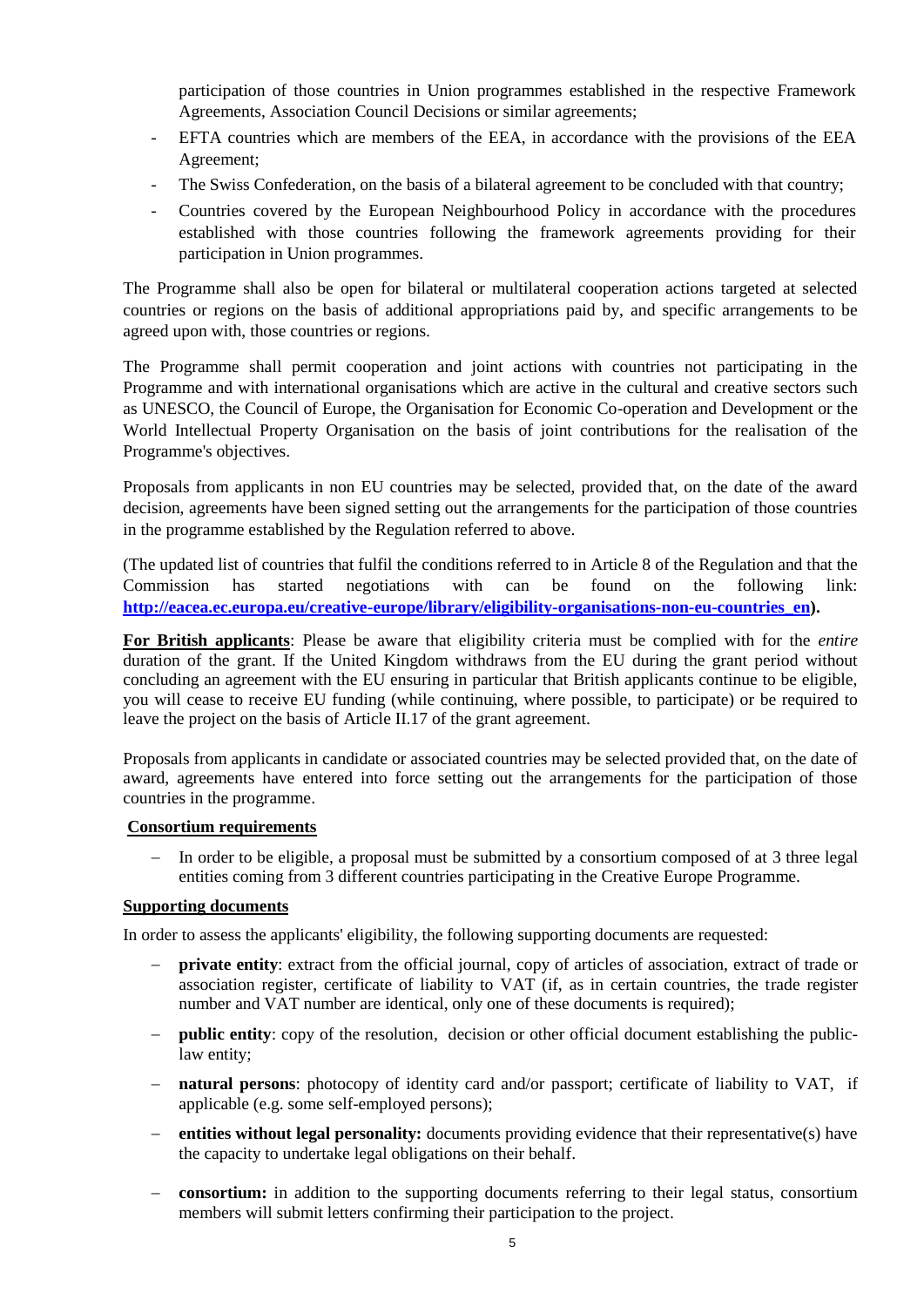participation of those countries in Union programmes established in the respective Framework Agreements, Association Council Decisions or similar agreements;

- EFTA countries which are members of the EEA, in accordance with the provisions of the EEA Agreement;
- The Swiss Confederation, on the basis of a bilateral agreement to be concluded with that country;
- Countries covered by the European Neighbourhood Policy in accordance with the procedures established with those countries following the framework agreements providing for their participation in Union programmes.

The Programme shall also be open for bilateral or multilateral cooperation actions targeted at selected countries or regions on the basis of additional appropriations paid by, and specific arrangements to be agreed upon with, those countries or regions.

The Programme shall permit cooperation and joint actions with countries not participating in the Programme and with international organisations which are active in the cultural and creative sectors such as UNESCO, the Council of Europe, the Organisation for Economic Co-operation and Development or the World Intellectual Property Organisation on the basis of joint contributions for the realisation of the Programme's objectives.

Proposals from applicants in non EU countries may be selected, provided that, on the date of the award decision, agreements have been signed setting out the arrangements for the participation of those countries in the programme established by the Regulation referred to above.

(The updated list of countries that fulfil the conditions referred to in Article 8 of the Regulation and that the Commission has started negotiations with can be found on the following link: **[http://eacea.ec.europa.eu/creative-europe/library/eligibility-organisations-non-eu-countries_en](http://eacea.ec.europa.eu/creative-europe/library/eligibility-organisations-non-eu-countries_en)).**

**For British applicants**: Please be aware that eligibility criteria must be complied with for the *entire* duration of the grant. If the United Kingdom withdraws from the EU during the grant period without concluding an agreement with the EU ensuring in particular that British applicants continue to be eligible, you will cease to receive EU funding (while continuing, where possible, to participate) or be required to leave the project on the basis of Article II.17 of the grant agreement.

Proposals from applicants in candidate or associated countries may be selected provided that, on the date of award, agreements have entered into force setting out the arrangements for the participation of those countries in the programme.

**Consortium requirements**

- In order to be eligible, a proposal must be submitted by a consortium composed of at 3 three legal entities coming from 3 different countries participating in the Creative Europe Programme.

**Supporting documents**

In order to assess the applicants' eligibility, the following supporting documents are requested:

- **private entity**: extract from the official journal, copy of articles of association, extract of trade or association register, certificate of liability to VAT (if, as in certain countries, the trade register number and VAT number are identical, only one of these documents is required);
- **public entity**: copy of the resolution, decision or other official document establishing the public-law entity;
- **natural persons**: photocopy of identity card and/or passport; certificate of liability to VAT, if applicable (e.g. some self-employed persons);
- **entities without legal personality:** documents providing evidence that their representative(s) have the capacity to undertake legal obligations on their behalf.
- **consortium:** in addition to the supporting documents referring to their legal status, consortium members will submit letters confirming their participation to the project.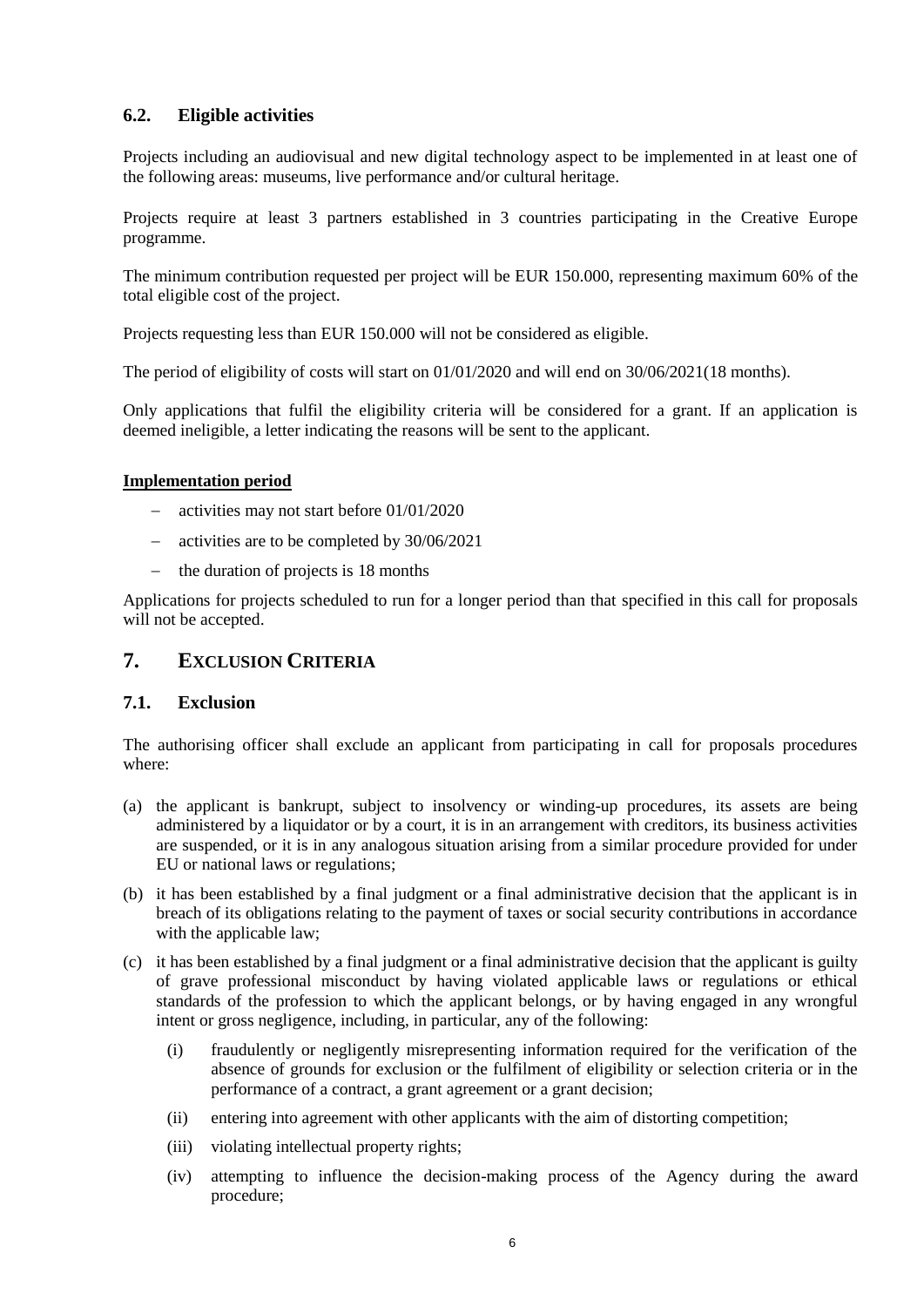### 6.2. Eligible activities

Projects including an audiovisual and new digital technology aspect to be implemented in at least one of the following areas: museums, live performance and/or cultural heritage.

Projects require at least 3 partners established in 3 countries participating in the Creative Europe programme.

The minimum contribution requested per project will be EUR 150.000, representing maximum 60% of the total eligible cost of the project.

Projects requesting less than EUR 150.000 will not be considered as eligible.

The period of eligibility of costs will start on 01/01/2020 and will end on 30/06/2021(18 months).

Only applications that fulfil the eligibility criteria will be considered for a grant. If an application is deemed ineligible, a letter indicating the reasons will be sent to the applicant.

**Implementation period**

- activities may not start before 01/01/2020
- activities are to be completed by 30/06/2021
- the duration of projects is 18 months

Applications for projects scheduled to run for a longer period than that specified in this call for proposals will not be accepted.

## 7. EXCLUSION CRITERIA

### 7.1. Exclusion

The authorising officer shall exclude an applicant from participating in call for proposals procedures where:

(a) the applicant is bankrupt, subject to insolvency or winding-up procedures, its assets are being administered by a liquidator or by a court, it is in an arrangement with creditors, its business activities are suspended, or it is in any analogous situation arising from a similar procedure provided for under EU or national laws or regulations;

(b) it has been established by a final judgment or a final administrative decision that the applicant is in breach of its obligations relating to the payment of taxes or social security contributions in accordance with the applicable law;

(c) it has been established by a final judgment or a final administrative decision that the applicant is guilty of grave professional misconduct by having violated applicable laws or regulations or ethical standards of the profession to which the applicant belongs, or by having engaged in any wrongful intent or gross negligence, including, in particular, any of the following:

  (i) fraudulently or negligently misrepresenting information required for the verification of the absence of grounds for exclusion or the fulfilment of eligibility or selection criteria or in the performance of a contract, a grant agreement or a grant decision;

  (ii) entering into agreement with other applicants with the aim of distorting competition;

  (iii) violating intellectual property rights;

  (iv) attempting to influence the decision-making process of the Agency during the award procedure;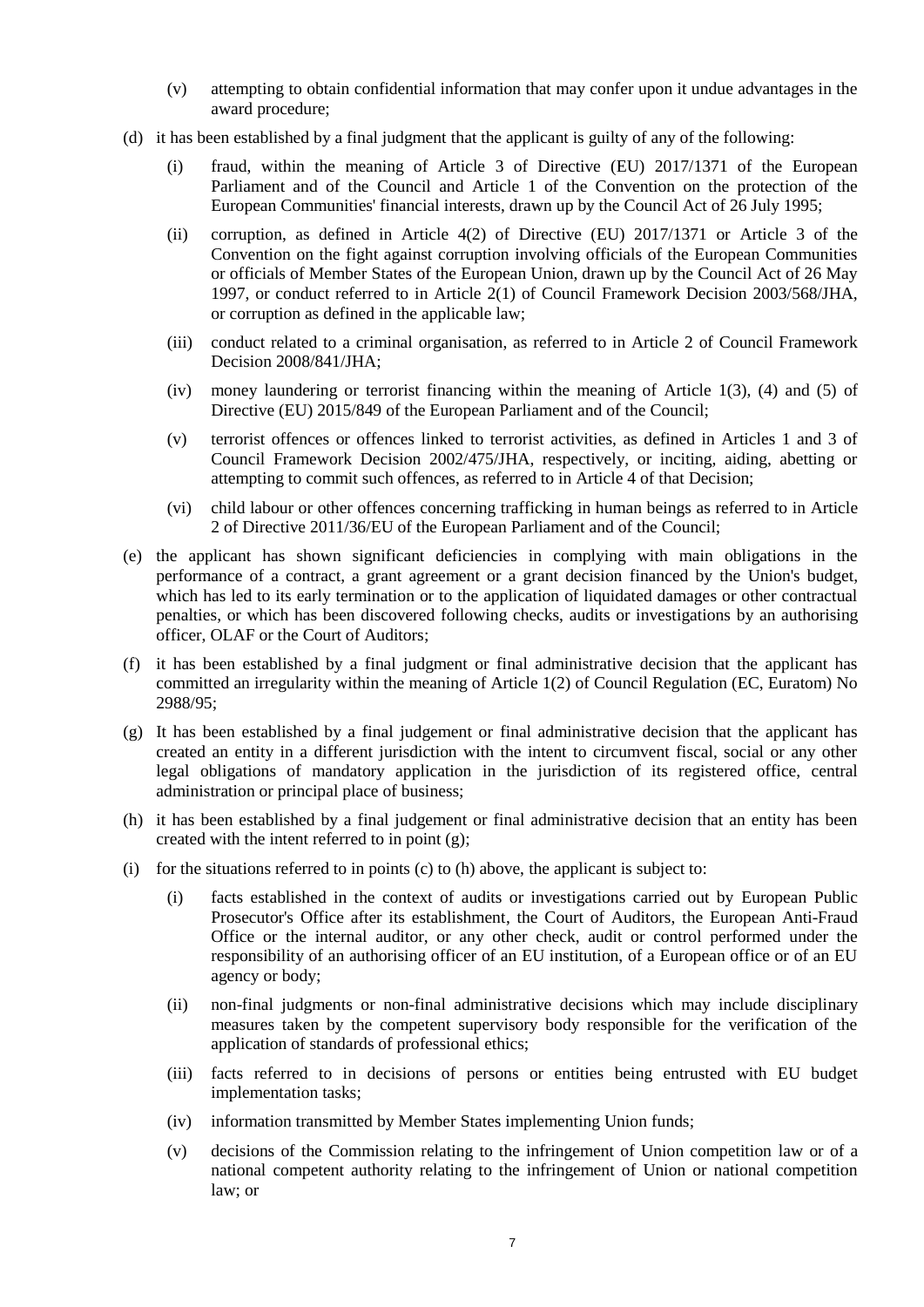(v) attempting to obtain confidential information that may confer upon it undue advantages in the award procedure;

(d) it has been established by a final judgment that the applicant is guilty of any of the following:

  (i) fraud, within the meaning of Article 3 of Directive (EU) 2017/1371 of the European Parliament and of the Council and Article 1 of the Convention on the protection of the European Communities' financial interests, drawn up by the Council Act of 26 July 1995;

  (ii) corruption, as defined in Article 4(2) of Directive (EU) 2017/1371 or Article 3 of the Convention on the fight against corruption involving officials of the European Communities or officials of Member States of the European Union, drawn up by the Council Act of 26 May 1997, or conduct referred to in Article 2(1) of Council Framework Decision 2003/568/JHA, or corruption as defined in the applicable law;

  (iii) conduct related to a criminal organisation, as referred to in Article 2 of Council Framework Decision 2008/841/JHA;

  (iv) money laundering or terrorist financing within the meaning of Article 1(3), (4) and (5) of Directive (EU) 2015/849 of the European Parliament and of the Council;

  (v) terrorist offences or offences linked to terrorist activities, as defined in Articles 1 and 3 of Council Framework Decision 2002/475/JHA, respectively, or inciting, aiding, abetting or attempting to commit such offences, as referred to in Article 4 of that Decision;

  (vi) child labour or other offences concerning trafficking in human beings as referred to in Article 2 of Directive 2011/36/EU of the European Parliament and of the Council;

(e) the applicant has shown significant deficiencies in complying with main obligations in the performance of a contract, a grant agreement or a grant decision financed by the Union's budget, which has led to its early termination or to the application of liquidated damages or other contractual penalties, or which has been discovered following checks, audits or investigations by an authorising officer, OLAF or the Court of Auditors;

(f) it has been established by a final judgment or final administrative decision that the applicant has committed an irregularity within the meaning of Article 1(2) of Council Regulation (EC, Euratom) No 2988/95;

(g) It has been established by a final judgement or final administrative decision that the applicant has created an entity in a different jurisdiction with the intent to circumvent fiscal, social or any other legal obligations of mandatory application in the jurisdiction of its registered office, central administration or principal place of business;

(h) it has been established by a final judgement or final administrative decision that an entity has been created with the intent referred to in point (g);

(i) for the situations referred to in points (c) to (h) above, the applicant is subject to:

  (i) facts established in the context of audits or investigations carried out by European Public Prosecutor's Office after its establishment, the Court of Auditors, the European Anti-Fraud Office or the internal auditor, or any other check, audit or control performed under the responsibility of an authorising officer of an EU institution, of a European office or of an EU agency or body;

  (ii) non-final judgments or non-final administrative decisions which may include disciplinary measures taken by the competent supervisory body responsible for the verification of the application of standards of professional ethics;

  (iii) facts referred to in decisions of persons or entities being entrusted with EU budget implementation tasks;

  (iv) information transmitted by Member States implementing Union funds;

  (v) decisions of the Commission relating to the infringement of Union competition law or of a national competent authority relating to the infringement of Union or national competition law; or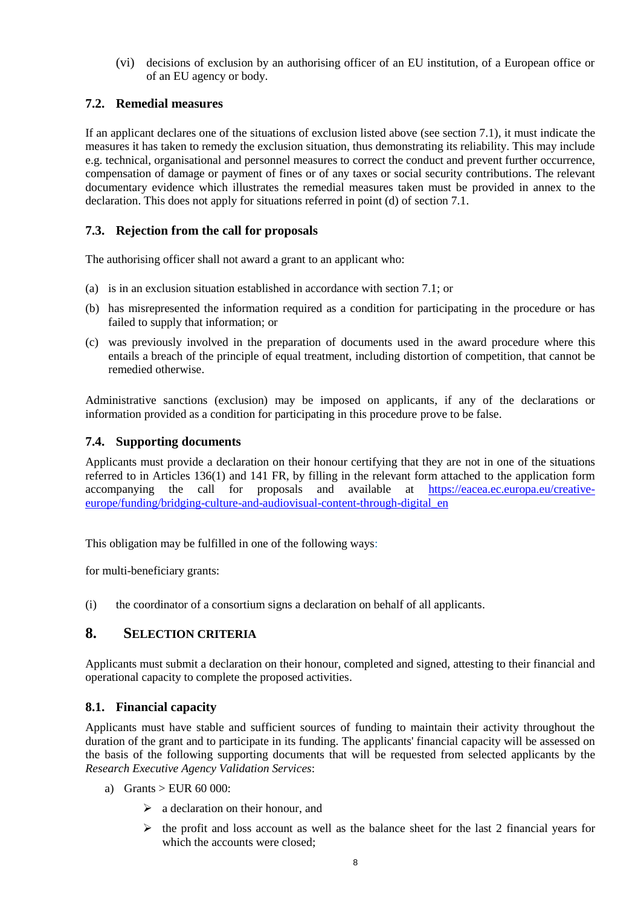(vi) decisions of exclusion by an authorising officer of an EU institution, of a European office or of an EU agency or body.

### 7.2. Remedial measures

If an applicant declares one of the situations of exclusion listed above (see section 7.1), it must indicate the measures it has taken to remedy the exclusion situation, thus demonstrating its reliability. This may include e.g. technical, organisational and personnel measures to correct the conduct and prevent further occurrence, compensation of damage or payment of fines or of any taxes or social security contributions. The relevant documentary evidence which illustrates the remedial measures taken must be provided in annex to the declaration. This does not apply for situations referred in point (d) of section 7.1.

### 7.3. Rejection from the call for proposals

The authorising officer shall not award a grant to an applicant who:

(a) is in an exclusion situation established in accordance with section 7.1; or

(b) has misrepresented the information required as a condition for participating in the procedure or has failed to supply that information; or

(c) was previously involved in the preparation of documents used in the award procedure where this entails a breach of the principle of equal treatment, including distortion of competition, that cannot be remedied otherwise.

Administrative sanctions (exclusion) may be imposed on applicants, if any of the declarations or information provided as a condition for participating in this procedure prove to be false.

### 7.4. Supporting documents

Applicants must provide a declaration on their honour certifying that they are not in one of the situations referred to in Articles 136(1) and 141 FR, by filling in the relevant form attached to the application form accompanying the call for proposals and available at [https://eacea.ec.europa.eu/creative-europe/funding/bridging-culture-and-audiovisual-content-through-digital_en](https://eacea.ec.europa.eu/creative-europe/funding/bridging-culture-and-audiovisual-content-through-digital_en)

This obligation may be fulfilled in one of the following ways:

for multi-beneficiary grants:

(i) the coordinator of a consortium signs a declaration on behalf of all applicants.

## 8. Selection Criteria

Applicants must submit a declaration on their honour, completed and signed, attesting to their financial and operational capacity to complete the proposed activities.

### 8.1. Financial capacity

Applicants must have stable and sufficient sources of funding to maintain their activity throughout the duration of the grant and to participate in its funding. The applicants' financial capacity will be assessed on the basis of the following supporting documents that will be requested from selected applicants by the *Research Executive Agency Validation Services*:

a) Grants > EUR 60 000:

- a declaration on their honour, and
- the profit and loss account as well as the balance sheet for the last 2 financial years for which the accounts were closed;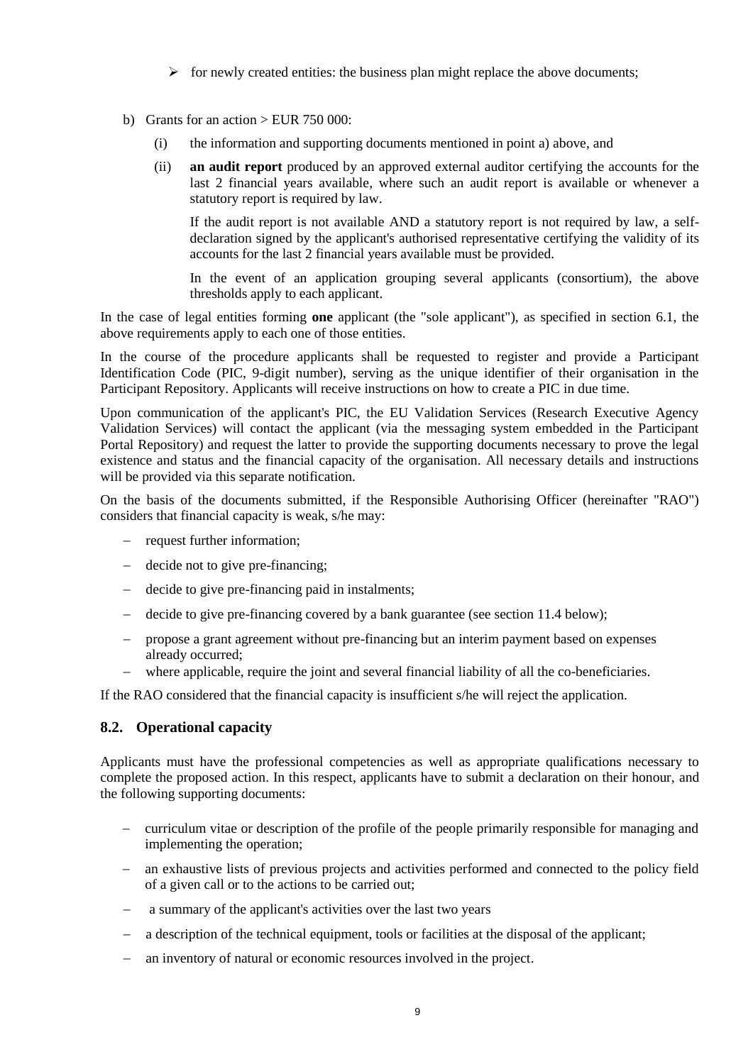- for newly created entities: the business plan might replace the above documents;

b) Grants for an action > EUR 750 000:

   (i) the information and supporting documents mentioned in point a) above, and

   (ii) **an audit report** produced by an approved external auditor certifying the accounts for the last 2 financial years available, where such an audit report is available or whenever a statutory report is required by law.

   If the audit report is not available AND a statutory report is not required by law, a self-declaration signed by the applicant's authorised representative certifying the validity of its accounts for the last 2 financial years available must be provided.

   In the event of an application grouping several applicants (consortium), the above thresholds apply to each applicant.

In the case of legal entities forming **one** applicant (the "sole applicant"), as specified in section 6.1, the above requirements apply to each one of those entities.

In the course of the procedure applicants shall be requested to register and provide a Participant Identification Code (PIC, 9-digit number), serving as the unique identifier of their organisation in the Participant Repository. Applicants will receive instructions on how to create a PIC in due time.

Upon communication of the applicant's PIC, the EU Validation Services (Research Executive Agency Validation Services) will contact the applicant (via the messaging system embedded in the Participant Portal Repository) and request the latter to provide the supporting documents necessary to prove the legal existence and status and the financial capacity of the organisation. All necessary details and instructions will be provided via this separate notification.

On the basis of the documents submitted, if the Responsible Authorising Officer (hereinafter "RAO") considers that financial capacity is weak, s/he may:

- request further information;
- decide not to give pre-financing;
- decide to give pre-financing paid in instalments;
- decide to give pre-financing covered by a bank guarantee (see section 11.4 below);
- propose a grant agreement without pre-financing but an interim payment based on expenses already occurred;
- where applicable, require the joint and several financial liability of all the co-beneficiaries.

If the RAO considered that the financial capacity is insufficient s/he will reject the application.

## 8.2. Operational capacity

Applicants must have the professional competencies as well as appropriate qualifications necessary to complete the proposed action. In this respect, applicants have to submit a declaration on their honour, and the following supporting documents:

- curriculum vitae or description of the profile of the people primarily responsible for managing and implementing the operation;
- an exhaustive lists of previous projects and activities performed and connected to the policy field of a given call or to the actions to be carried out;
- a summary of the applicant's activities over the last two years
- a description of the technical equipment, tools or facilities at the disposal of the applicant;
- an inventory of natural or economic resources involved in the project.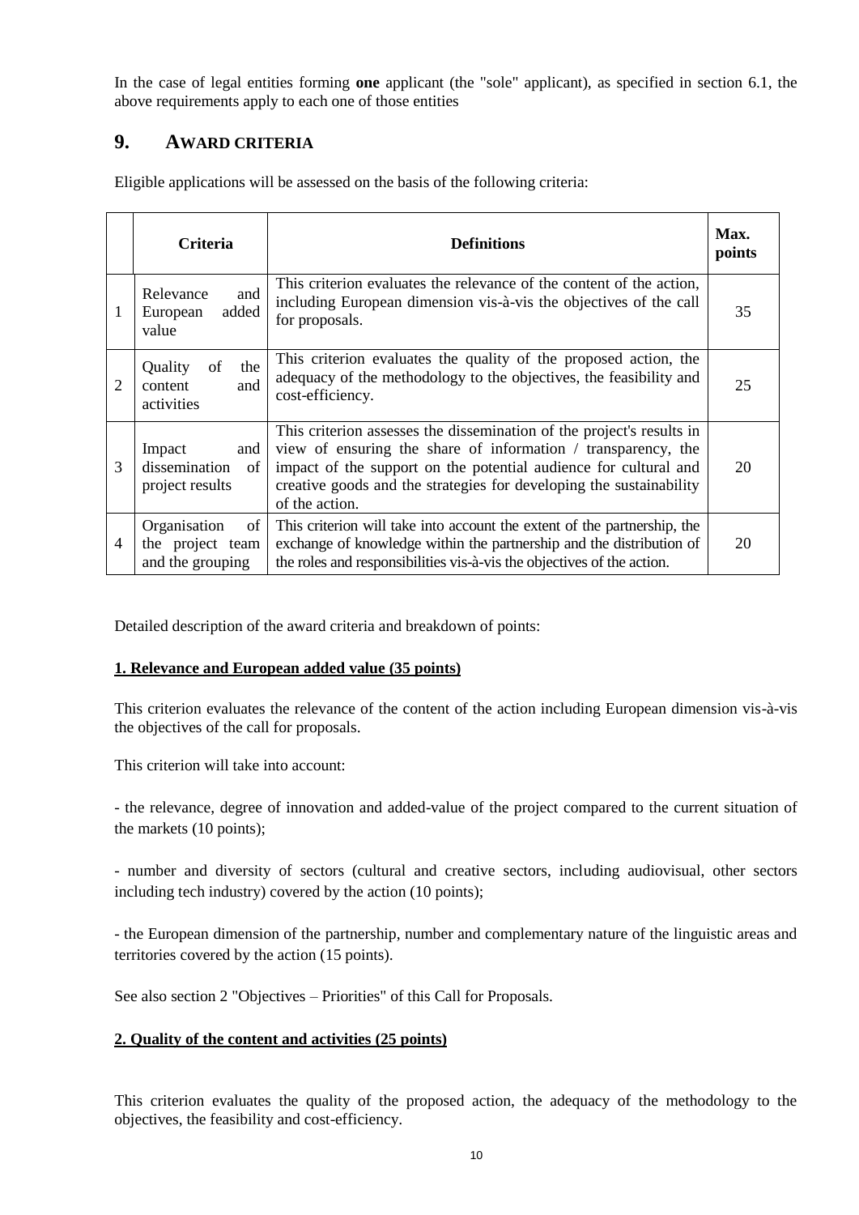In the case of legal entities forming **one** applicant (the "sole" applicant), as specified in section 6.1, the above requirements apply to each one of those entities

## 9. AWARD CRITERIA

Eligible applications will be assessed on the basis of the following criteria:

| | Criteria | Definitions | Max. points |
|---|---|---|---|
| 1 | Relevance and European added value | This criterion evaluates the relevance of the content of the action, including European dimension vis-à-vis the objectives of the call for proposals. | 35 |
| 2 | Quality of the content and activities | This criterion evaluates the quality of the proposed action, the adequacy of the methodology to the objectives, the feasibility and cost-efficiency. | 25 |
| 3 | Impact and dissemination of project results | This criterion assesses the dissemination of the project's results in view of ensuring the share of information / transparency, the impact of the support on the potential audience for cultural and creative goods and the strategies for developing the sustainability of the action. | 20 |
| 4 | Organisation of the project team and the grouping | This criterion will take into account the extent of the partnership, the exchange of knowledge within the partnership and the distribution of the roles and responsibilities vis-à-vis the objectives of the action. | 20 |

Detailed description of the award criteria and breakdown of points:

**1. Relevance and European added value (35 points)**

This criterion evaluates the relevance of the content of the action including European dimension vis-à-vis the objectives of the call for proposals.

This criterion will take into account:

- the relevance, degree of innovation and added-value of the project compared to the current situation of the markets (10 points);

- number and diversity of sectors (cultural and creative sectors, including audiovisual, other sectors including tech industry) covered by the action (10 points);

- the European dimension of the partnership, number and complementary nature of the linguistic areas and territories covered by the action (15 points).

See also section 2 "Objectives – Priorities" of this Call for Proposals.

**2. Quality of the content and activities (25 points)**

This criterion evaluates the quality of the proposed action, the adequacy of the methodology to the objectives, the feasibility and cost-efficiency.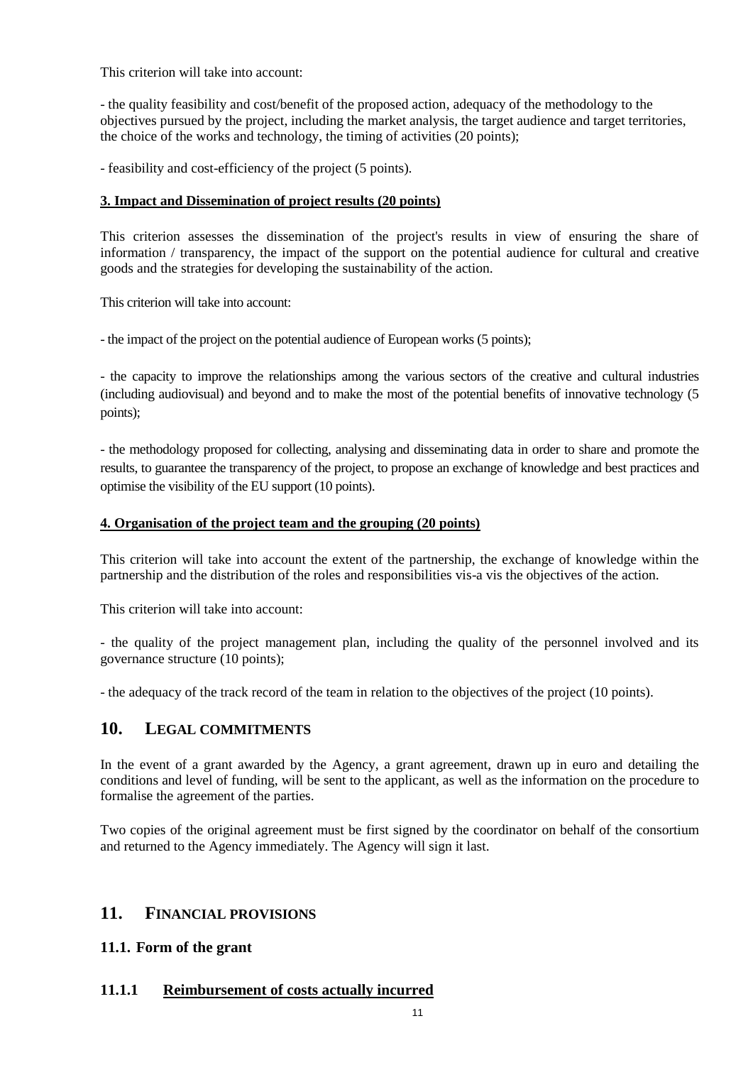This criterion will take into account:

- the quality feasibility and cost/benefit of the proposed action, adequacy of the methodology to the objectives pursued by the project, including the market analysis, the target audience and target territories, the choice of the works and technology, the timing of activities (20 points);

- feasibility and cost-efficiency of the project (5 points).

**3. Impact and Dissemination of project results (20 points)**

This criterion assesses the dissemination of the project's results in view of ensuring the share of information / transparency, the impact of the support on the potential audience for cultural and creative goods and the strategies for developing the sustainability of the action.

This criterion will take into account:

- the impact of the project on the potential audience of European works (5 points);

- the capacity to improve the relationships among the various sectors of the creative and cultural industries (including audiovisual) and beyond and to make the most of the potential benefits of innovative technology (5 points);

- the methodology proposed for collecting, analysing and disseminating data in order to share and promote the results, to guarantee the transparency of the project, to propose an exchange of knowledge and best practices and optimise the visibility of the EU support (10 points).

**4. Organisation of the project team and the grouping (20 points)**

This criterion will take into account the extent of the partnership, the exchange of knowledge within the partnership and the distribution of the roles and responsibilities vis-a vis the objectives of the action.

This criterion will take into account:

- the quality of the project management plan, including the quality of the personnel involved and its governance structure (10 points);

- the adequacy of the track record of the team in relation to the objectives of the project (10 points).

## 10. LEGAL COMMITMENTS

In the event of a grant awarded by the Agency, a grant agreement, drawn up in euro and detailing the conditions and level of funding, will be sent to the applicant, as well as the information on the procedure to formalise the agreement of the parties.

Two copies of the original agreement must be first signed by the coordinator on behalf of the consortium and returned to the Agency immediately. The Agency will sign it last.

## 11. FINANCIAL PROVISIONS

### 11.1. Form of the grant

#### 11.1.1 Reimbursement of costs actually incurred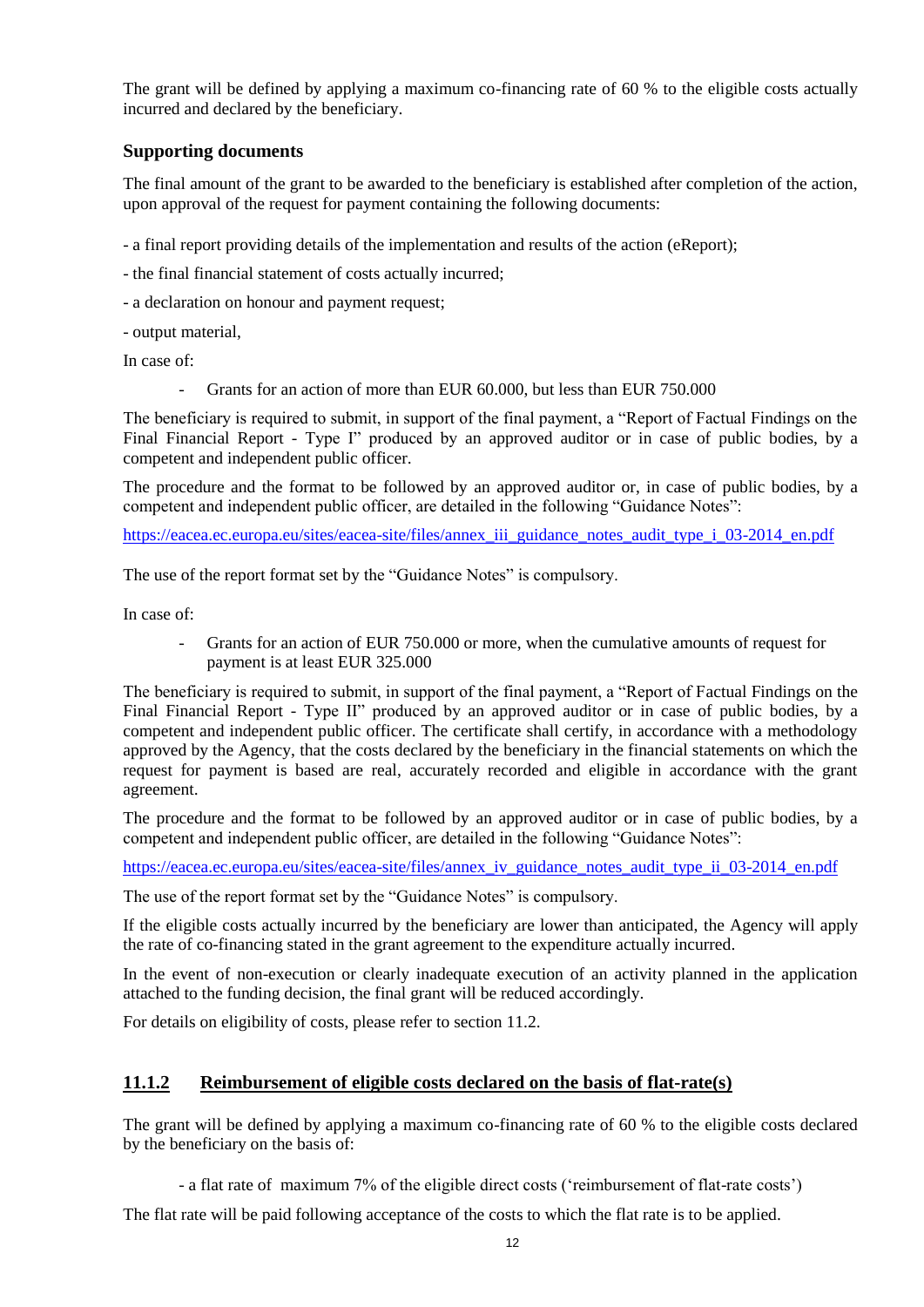The grant will be defined by applying a maximum co-financing rate of 60 % to the eligible costs actually incurred and declared by the beneficiary.

### Supporting documents

The final amount of the grant to be awarded to the beneficiary is established after completion of the action, upon approval of the request for payment containing the following documents:

- a final report providing details of the implementation and results of the action (eReport);

- the final financial statement of costs actually incurred;

- a declaration on honour and payment request;

- output material,

In case of:

- Grants for an action of more than EUR 60.000, but less than EUR 750.000

The beneficiary is required to submit, in support of the final payment, a "Report of Factual Findings on the Final Financial Report - Type I" produced by an approved auditor or in case of public bodies, by a competent and independent public officer.

The procedure and the format to be followed by an approved auditor or, in case of public bodies, by a competent and independent public officer, are detailed in the following "Guidance Notes":

https://eacea.ec.europa.eu/sites/eacea-site/files/annex_iii_guidance_notes_audit_type_i_03-2014_en.pdf

The use of the report format set by the "Guidance Notes" is compulsory.

In case of:

- Grants for an action of EUR 750.000 or more, when the cumulative amounts of request for payment is at least EUR 325.000

The beneficiary is required to submit, in support of the final payment, a "Report of Factual Findings on the Final Financial Report - Type II" produced by an approved auditor or in case of public bodies, by a competent and independent public officer. The certificate shall certify, in accordance with a methodology approved by the Agency, that the costs declared by the beneficiary in the financial statements on which the request for payment is based are real, accurately recorded and eligible in accordance with the grant agreement.

The procedure and the format to be followed by an approved auditor or in case of public bodies, by a competent and independent public officer, are detailed in the following "Guidance Notes":

https://eacea.ec.europa.eu/sites/eacea-site/files/annex_iv_guidance_notes_audit_type_ii_03-2014_en.pdf

The use of the report format set by the "Guidance Notes" is compulsory.

If the eligible costs actually incurred by the beneficiary are lower than anticipated, the Agency will apply the rate of co-financing stated in the grant agreement to the expenditure actually incurred.

In the event of non-execution or clearly inadequate execution of an activity planned in the application attached to the funding decision, the final grant will be reduced accordingly.

For details on eligibility of costs, please refer to section 11.2.

### 11.1.2 Reimbursement of eligible costs declared on the basis of flat-rate(s)

The grant will be defined by applying a maximum co-financing rate of 60 % to the eligible costs declared by the beneficiary on the basis of:

- a flat rate of maximum 7% of the eligible direct costs ('reimbursement of flat-rate costs')

The flat rate will be paid following acceptance of the costs to which the flat rate is to be applied.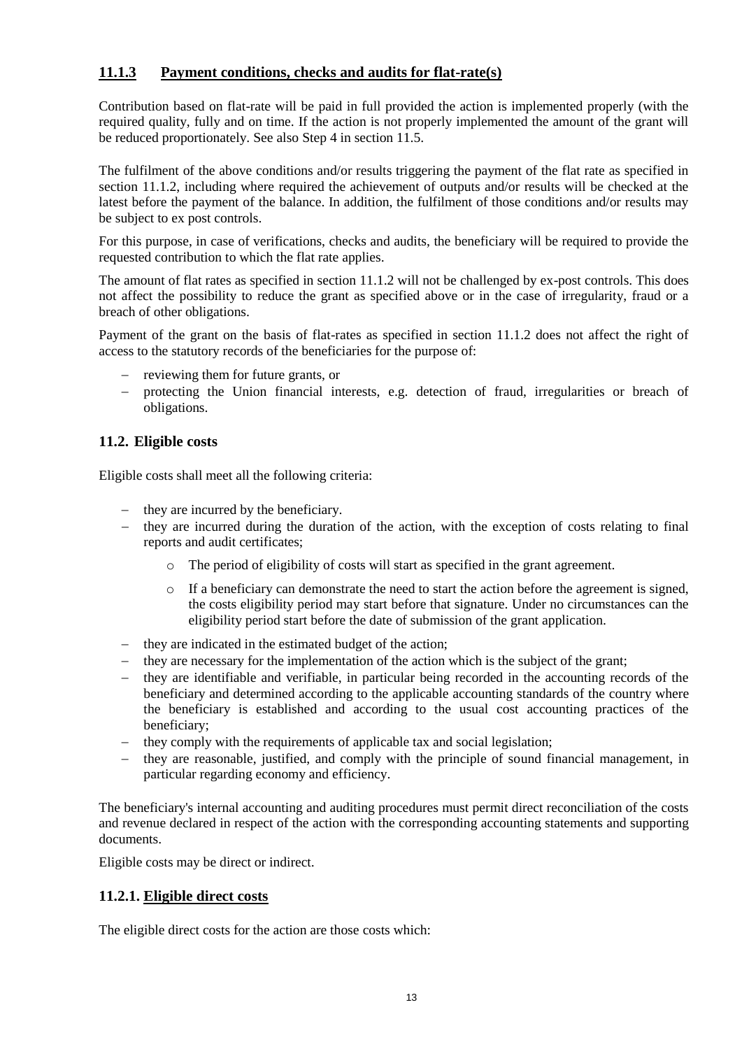### 11.1.3 Payment conditions, checks and audits for flat-rate(s)

Contribution based on flat-rate will be paid in full provided the action is implemented properly (with the required quality, fully and on time. If the action is not properly implemented the amount of the grant will be reduced proportionately. See also Step 4 in section 11.5.

The fulfilment of the above conditions and/or results triggering the payment of the flat rate as specified in section 11.1.2, including where required the achievement of outputs and/or results will be checked at the latest before the payment of the balance. In addition, the fulfilment of those conditions and/or results may be subject to ex post controls.

For this purpose, in case of verifications, checks and audits, the beneficiary will be required to provide the requested contribution to which the flat rate applies.

The amount of flat rates as specified in section 11.1.2 will not be challenged by ex-post controls. This does not affect the possibility to reduce the grant as specified above or in the case of irregularity, fraud or a breach of other obligations.

Payment of the grant on the basis of flat-rates as specified in section 11.1.2 does not affect the right of access to the statutory records of the beneficiaries for the purpose of:

- reviewing them for future grants, or
- protecting the Union financial interests, e.g. detection of fraud, irregularities or breach of obligations.

## 11.2. Eligible costs

Eligible costs shall meet all the following criteria:

- they are incurred by the beneficiary.
- they are incurred during the duration of the action, with the exception of costs relating to final reports and audit certificates;
  - The period of eligibility of costs will start as specified in the grant agreement.
  - If a beneficiary can demonstrate the need to start the action before the agreement is signed, the costs eligibility period may start before that signature. Under no circumstances can the eligibility period start before the date of submission of the grant application.
- they are indicated in the estimated budget of the action;
- they are necessary for the implementation of the action which is the subject of the grant;
- they are identifiable and verifiable, in particular being recorded in the accounting records of the beneficiary and determined according to the applicable accounting standards of the country where the beneficiary is established and according to the usual cost accounting practices of the beneficiary;
- they comply with the requirements of applicable tax and social legislation;
- they are reasonable, justified, and comply with the principle of sound financial management, in particular regarding economy and efficiency.

The beneficiary's internal accounting and auditing procedures must permit direct reconciliation of the costs and revenue declared in respect of the action with the corresponding accounting statements and supporting documents.

Eligible costs may be direct or indirect.

### 11.2.1. Eligible direct costs

The eligible direct costs for the action are those costs which: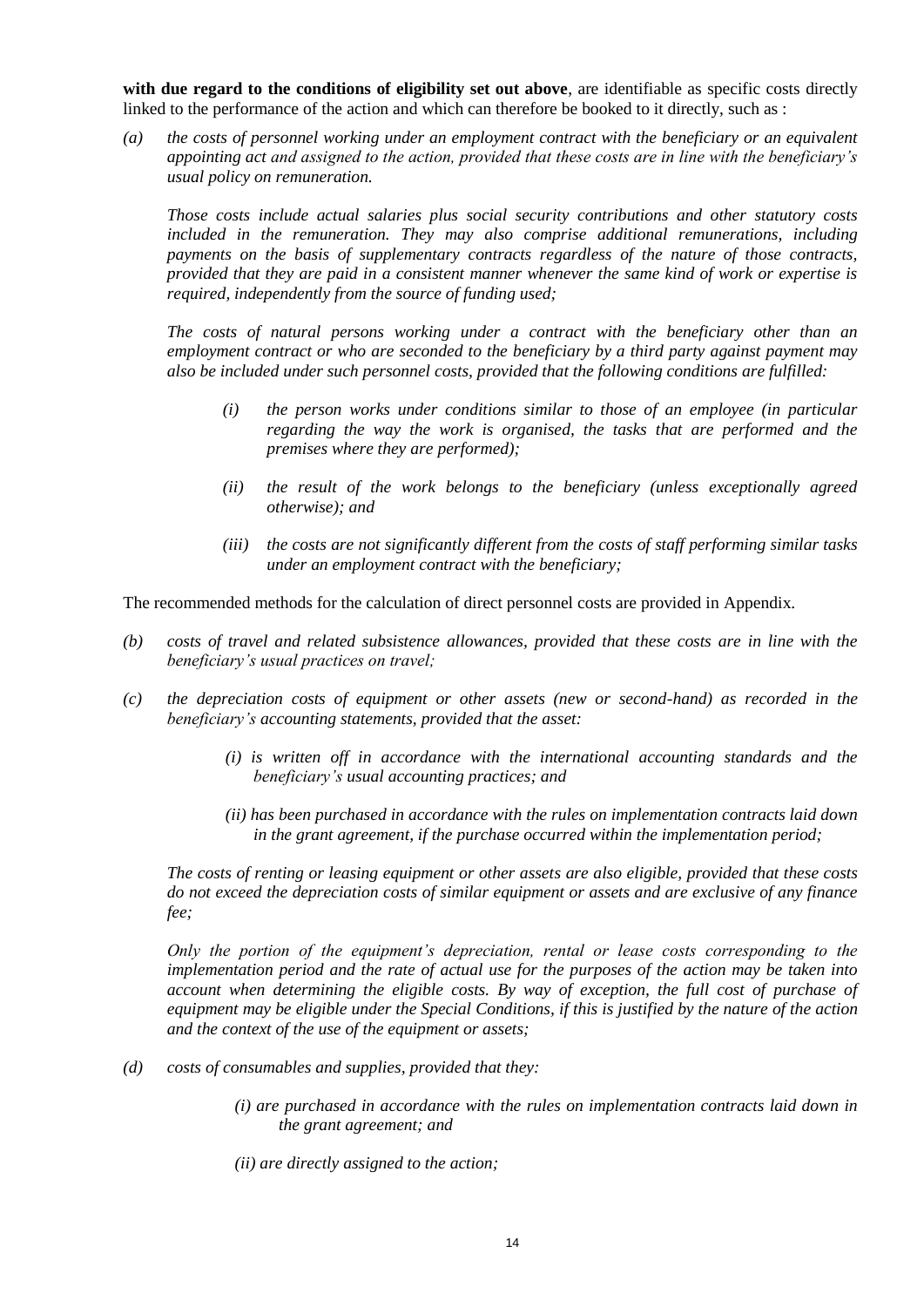**with due regard to the conditions of eligibility set out above**, are identifiable as specific costs directly linked to the performance of the action and which can therefore be booked to it directly, such as :

*(a)* *the costs of personnel working under an employment contract with the beneficiary or an equivalent appointing act and assigned to the action, provided that these costs are in line with the beneficiary's usual policy on remuneration.*

*Those costs include actual salaries plus social security contributions and other statutory costs included in the remuneration. They may also comprise additional remunerations, including payments on the basis of supplementary contracts regardless of the nature of those contracts, provided that they are paid in a consistent manner whenever the same kind of work or expertise is required, independently from the source of funding used;*

*The costs of natural persons working under a contract with the beneficiary other than an employment contract or who are seconded to the beneficiary by a third party against payment may also be included under such personnel costs, provided that the following conditions are fulfilled:*

*(i)* *the person works under conditions similar to those of an employee (in particular regarding the way the work is organised, the tasks that are performed and the premises where they are performed);*

*(ii)* *the result of the work belongs to the beneficiary (unless exceptionally agreed otherwise); and*

*(iii)* *the costs are not significantly different from the costs of staff performing similar tasks under an employment contract with the beneficiary;*

The recommended methods for the calculation of direct personnel costs are provided in Appendix.

*(b)* *costs of travel and related subsistence allowances, provided that these costs are in line with the beneficiary's usual practices on travel;*

*(c)* *the depreciation costs of equipment or other assets (new or second-hand) as recorded in the beneficiary's accounting statements, provided that the asset:*

*(i) is written off in accordance with the international accounting standards and the beneficiary's usual accounting practices; and*

*(ii) has been purchased in accordance with the rules on implementation contracts laid down in the grant agreement, if the purchase occurred within the implementation period;*

*The costs of renting or leasing equipment or other assets are also eligible, provided that these costs do not exceed the depreciation costs of similar equipment or assets and are exclusive of any finance fee;*

*Only the portion of the equipment's depreciation, rental or lease costs corresponding to the implementation period and the rate of actual use for the purposes of the action may be taken into account when determining the eligible costs. By way of exception, the full cost of purchase of equipment may be eligible under the Special Conditions, if this is justified by the nature of the action and the context of the use of the equipment or assets;*

*(d)* *costs of consumables and supplies, provided that they:*

*(i) are purchased in accordance with the rules on implementation contracts laid down in the grant agreement; and*

*(ii) are directly assigned to the action;*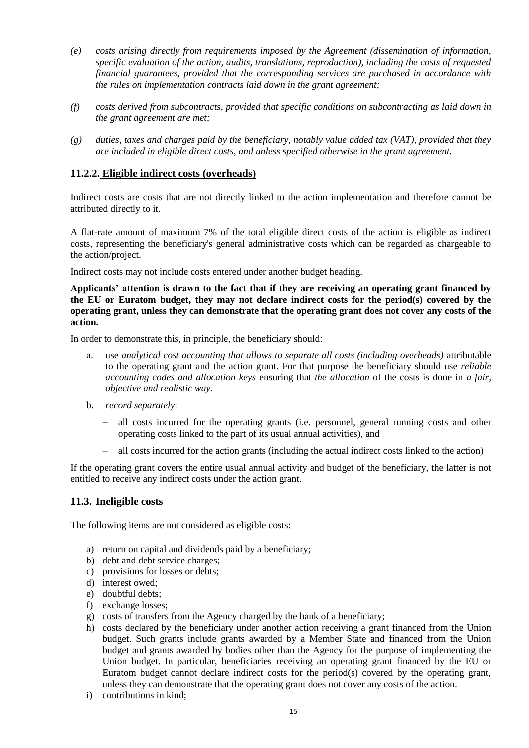*(e) costs arising directly from requirements imposed by the Agreement (dissemination of information, specific evaluation of the action, audits, translations, reproduction), including the costs of requested financial guarantees, provided that the corresponding services are purchased in accordance with the rules on implementation contracts laid down in the grant agreement;*

*(f) costs derived from subcontracts, provided that specific conditions on subcontracting as laid down in the grant agreement are met;*

*(g) duties, taxes and charges paid by the beneficiary, notably value added tax (VAT), provided that they are included in eligible direct costs, and unless specified otherwise in the grant agreement.*

### 11.2.2. Eligible indirect costs (overheads)

Indirect costs are costs that are not directly linked to the action implementation and therefore cannot be attributed directly to it.

A flat-rate amount of maximum 7% of the total eligible direct costs of the action is eligible as indirect costs, representing the beneficiary's general administrative costs which can be regarded as chargeable to the action/project.

Indirect costs may not include costs entered under another budget heading.

**Applicants' attention is drawn to the fact that if they are receiving an operating grant financed by the EU or Euratom budget, they may not declare indirect costs for the period(s) covered by the operating grant, unless they can demonstrate that the operating grant does not cover any costs of the action.**

In order to demonstrate this, in principle, the beneficiary should:

a. use *analytical cost accounting that allows to separate all costs (including overheads)* attributable to the operating grant and the action grant. For that purpose the beneficiary should use *reliable accounting codes and allocation keys* ensuring that *the allocation* of the costs is done in *a fair, objective and realistic way.*

b. *record separately*:
   - all costs incurred for the operating grants (i.e. personnel, general running costs and other operating costs linked to the part of its usual annual activities), and
   - all costs incurred for the action grants (including the actual indirect costs linked to the action)

If the operating grant covers the entire usual annual activity and budget of the beneficiary, the latter is not entitled to receive any indirect costs under the action grant.

## 11.3. Ineligible costs

The following items are not considered as eligible costs:

a) return on capital and dividends paid by a beneficiary;
b) debt and debt service charges;
c) provisions for losses or debts;
d) interest owed;
e) doubtful debts;
f) exchange losses;
g) costs of transfers from the Agency charged by the bank of a beneficiary;
h) costs declared by the beneficiary under another action receiving a grant financed from the Union budget. Such grants include grants awarded by a Member State and financed from the Union budget and grants awarded by bodies other than the Agency for the purpose of implementing the Union budget. In particular, beneficiaries receiving an operating grant financed by the EU or Euratom budget cannot declare indirect costs for the period(s) covered by the operating grant, unless they can demonstrate that the operating grant does not cover any costs of the action.
i) contributions in kind;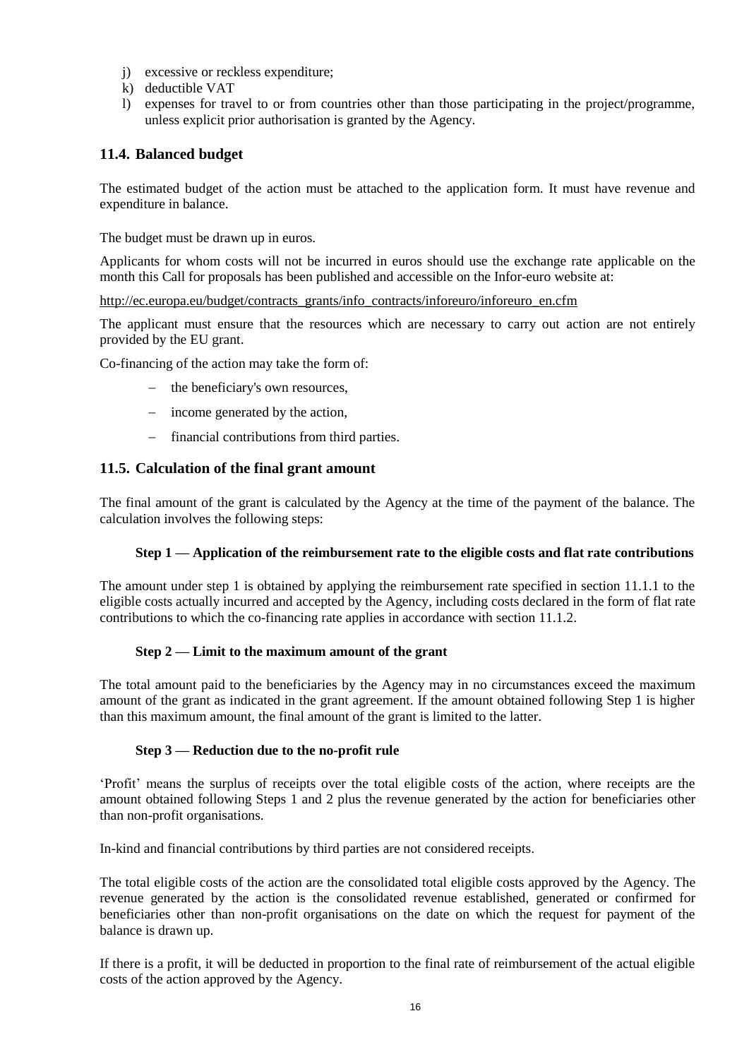j) excessive or reckless expenditure;
k) deductible VAT
l) expenses for travel to or from countries other than those participating in the project/programme, unless explicit prior authorisation is granted by the Agency.

### 11.4. Balanced budget

The estimated budget of the action must be attached to the application form. It must have revenue and expenditure in balance.

The budget must be drawn up in euros.

Applicants for whom costs will not be incurred in euros should use the exchange rate applicable on the month this Call for proposals has been published and accessible on the Infor-euro website at:

http://ec.europa.eu/budget/contracts_grants/info_contracts/inforeuro/inforeuro_en.cfm

The applicant must ensure that the resources which are necessary to carry out action are not entirely provided by the EU grant.

Co-financing of the action may take the form of:

- the beneficiary's own resources,
- income generated by the action,
- financial contributions from third parties.

### 11.5. Calculation of the final grant amount

The final amount of the grant is calculated by the Agency at the time of the payment of the balance. The calculation involves the following steps:

**Step 1 — Application of the reimbursement rate to the eligible costs and flat rate contributions**

The amount under step 1 is obtained by applying the reimbursement rate specified in section 11.1.1 to the eligible costs actually incurred and accepted by the Agency, including costs declared in the form of flat rate contributions to which the co-financing rate applies in accordance with section 11.1.2.

**Step 2 — Limit to the maximum amount of the grant**

The total amount paid to the beneficiaries by the Agency may in no circumstances exceed the maximum amount of the grant as indicated in the grant agreement. If the amount obtained following Step 1 is higher than this maximum amount, the final amount of the grant is limited to the latter.

**Step 3 — Reduction due to the no-profit rule**

'Profit' means the surplus of receipts over the total eligible costs of the action, where receipts are the amount obtained following Steps 1 and 2 plus the revenue generated by the action for beneficiaries other than non-profit organisations.

In-kind and financial contributions by third parties are not considered receipts.

The total eligible costs of the action are the consolidated total eligible costs approved by the Agency. The revenue generated by the action is the consolidated revenue established, generated or confirmed for beneficiaries other than non-profit organisations on the date on which the request for payment of the balance is drawn up.

If there is a profit, it will be deducted in proportion to the final rate of reimbursement of the actual eligible costs of the action approved by the Agency.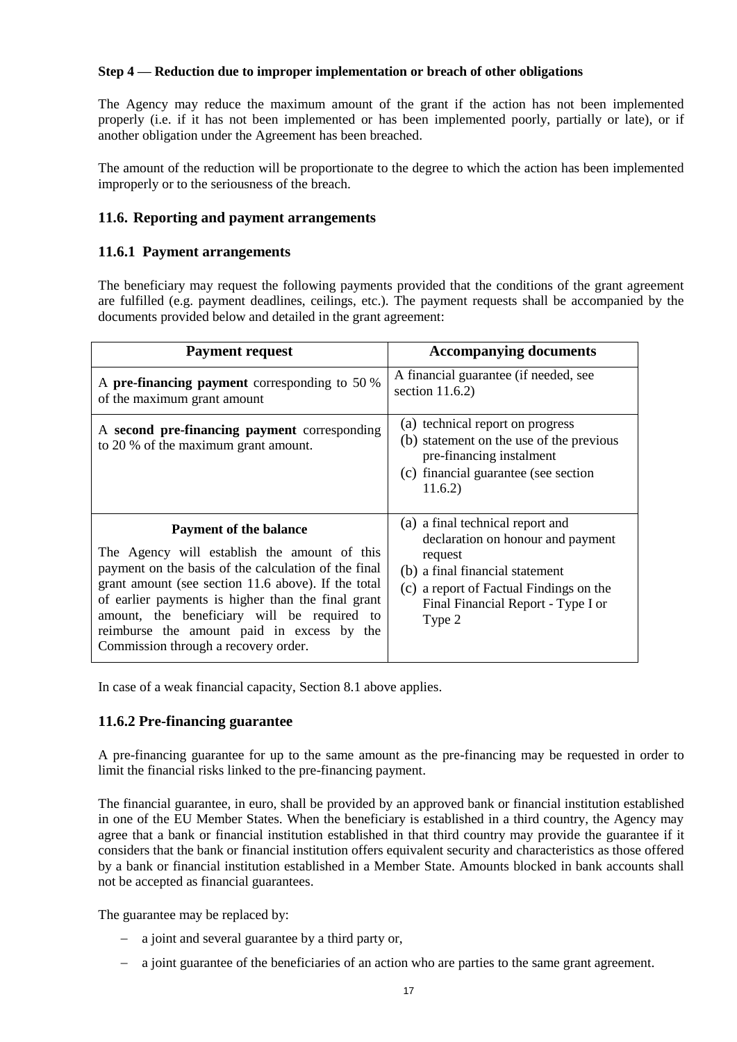**Step 4 — Reduction due to improper implementation or breach of other obligations**

The Agency may reduce the maximum amount of the grant if the action has not been implemented properly (i.e. if it has not been implemented or has been implemented poorly, partially or late), or if another obligation under the Agreement has been breached.

The amount of the reduction will be proportionate to the degree to which the action has been implemented improperly or to the seriousness of the breach.

## 11.6. Reporting and payment arrangements

### 11.6.1 Payment arrangements

The beneficiary may request the following payments provided that the conditions of the grant agreement are fulfilled (e.g. payment deadlines, ceilings, etc.). The payment requests shall be accompanied by the documents provided below and detailed in the grant agreement:

| Payment request | Accompanying documents |
|---|---|
| A **pre-financing payment** corresponding to 50 % of the maximum grant amount | A financial guarantee (if needed, see section 11.6.2) |
| A **second pre-financing payment** corresponding to 20 % of the maximum grant amount. | (a) technical report on progress<br>(b) statement on the use of the previous pre-financing instalment<br>(c) financial guarantee (see section 11.6.2) |
| **Payment of the balance**<br>The Agency will establish the amount of this payment on the basis of the calculation of the final grant amount (see section 11.6 above). If the total of earlier payments is higher than the final grant amount, the beneficiary will be required to reimburse the amount paid in excess by the Commission through a recovery order. | (a) a final technical report and declaration on honour and payment request<br>(b) a final financial statement<br>(c) a report of Factual Findings on the Final Financial Report - Type I or Type 2 |

In case of a weak financial capacity, Section 8.1 above applies.

### 11.6.2 Pre-financing guarantee

A pre-financing guarantee for up to the same amount as the pre-financing may be requested in order to limit the financial risks linked to the pre-financing payment.

The financial guarantee, in euro, shall be provided by an approved bank or financial institution established in one of the EU Member States. When the beneficiary is established in a third country, the Agency may agree that a bank or financial institution established in that third country may provide the guarantee if it considers that the bank or financial institution offers equivalent security and characteristics as those offered by a bank or financial institution established in a Member State. Amounts blocked in bank accounts shall not be accepted as financial guarantees.

The guarantee may be replaced by:

- a joint and several guarantee by a third party or,
- a joint guarantee of the beneficiaries of an action who are parties to the same grant agreement.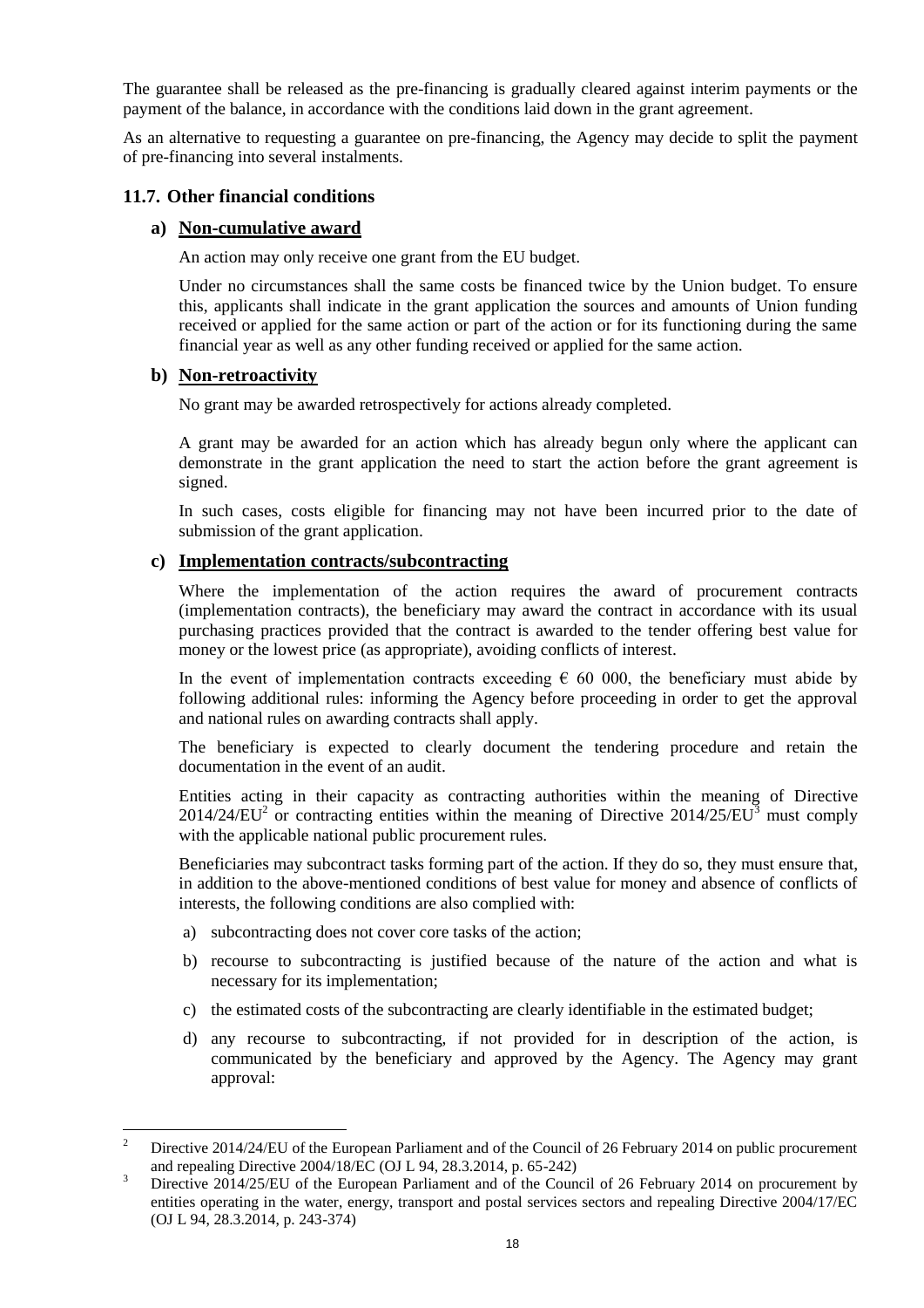The guarantee shall be released as the pre-financing is gradually cleared against interim payments or the payment of the balance, in accordance with the conditions laid down in the grant agreement.

As an alternative to requesting a guarantee on pre-financing, the Agency may decide to split the payment of pre-financing into several instalments.

### 11.7. Other financial conditions

#### a) Non-cumulative award

An action may only receive one grant from the EU budget.

Under no circumstances shall the same costs be financed twice by the Union budget. To ensure this, applicants shall indicate in the grant application the sources and amounts of Union funding received or applied for the same action or part of the action or for its functioning during the same financial year as well as any other funding received or applied for the same action.

#### b) Non-retroactivity

No grant may be awarded retrospectively for actions already completed.

A grant may be awarded for an action which has already begun only where the applicant can demonstrate in the grant application the need to start the action before the grant agreement is signed.

In such cases, costs eligible for financing may not have been incurred prior to the date of submission of the grant application.

#### c) Implementation contracts/subcontracting

Where the implementation of the action requires the award of procurement contracts (implementation contracts), the beneficiary may award the contract in accordance with its usual purchasing practices provided that the contract is awarded to the tender offering best value for money or the lowest price (as appropriate), avoiding conflicts of interest.

In the event of implementation contracts exceeding € 60 000, the beneficiary must abide by following additional rules: informing the Agency before proceeding in order to get the approval and national rules on awarding contracts shall apply.

The beneficiary is expected to clearly document the tendering procedure and retain the documentation in the event of an audit.

Entities acting in their capacity as contracting authorities within the meaning of Directive 2014/24/EU[2] or contracting entities within the meaning of Directive 2014/25/EU[3] must comply with the applicable national public procurement rules.

Beneficiaries may subcontract tasks forming part of the action. If they do so, they must ensure that, in addition to the above-mentioned conditions of best value for money and absence of conflicts of interests, the following conditions are also complied with:

a) subcontracting does not cover core tasks of the action;

b) recourse to subcontracting is justified because of the nature of the action and what is necessary for its implementation;

c) the estimated costs of the subcontracting are clearly identifiable in the estimated budget;

d) any recourse to subcontracting, if not provided for in description of the action, is communicated by the beneficiary and approved by the Agency. The Agency may grant approval:

---

[2] Directive 2014/24/EU of the European Parliament and of the Council of 26 February 2014 on public procurement and repealing Directive 2004/18/EC (OJ L 94, 28.3.2014, p. 65-242)

[3] Directive 2014/25/EU of the European Parliament and of the Council of 26 February 2014 on procurement by entities operating in the water, energy, transport and postal services sectors and repealing Directive 2004/17/EC (OJ L 94, 28.3.2014, p. 243-374)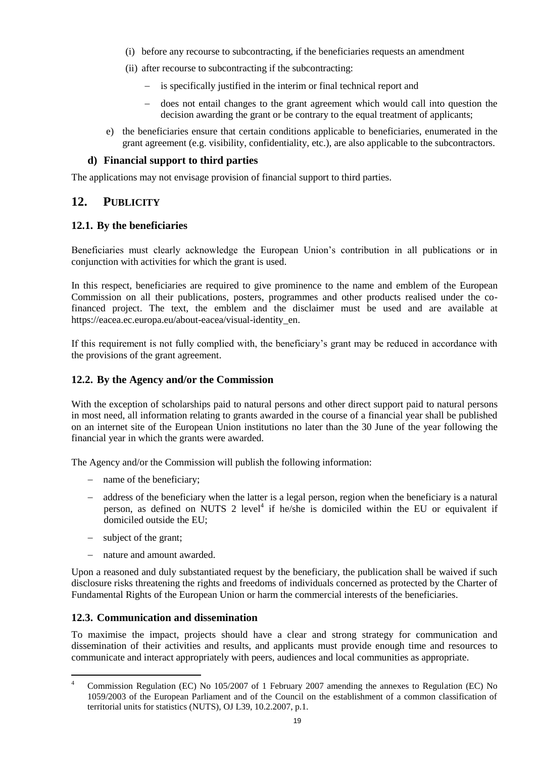(i) before any recourse to subcontracting, if the beneficiaries requests an amendment

(ii) after recourse to subcontracting if the subcontracting:

- is specifically justified in the interim or final technical report and
- does not entail changes to the grant agreement which would call into question the decision awarding the grant or be contrary to the equal treatment of applicants;

e) the beneficiaries ensure that certain conditions applicable to beneficiaries, enumerated in the grant agreement (e.g. visibility, confidentiality, etc.), are also applicable to the subcontractors.

### d) Financial support to third parties

The applications may not envisage provision of financial support to third parties.

## 12. PUBLICITY

### 12.1. By the beneficiaries

Beneficiaries must clearly acknowledge the European Union's contribution in all publications or in conjunction with activities for which the grant is used.

In this respect, beneficiaries are required to give prominence to the name and emblem of the European Commission on all their publications, posters, programmes and other products realised under the co-financed project. The text, the emblem and the disclaimer must be used and are available at https://eacea.ec.europa.eu/about-eacea/visual-identity_en.

If this requirement is not fully complied with, the beneficiary's grant may be reduced in accordance with the provisions of the grant agreement.

### 12.2. By the Agency and/or the Commission

With the exception of scholarships paid to natural persons and other direct support paid to natural persons in most need, all information relating to grants awarded in the course of a financial year shall be published on an internet site of the European Union institutions no later than the 30 June of the year following the financial year in which the grants were awarded.

The Agency and/or the Commission will publish the following information:

- name of the beneficiary;
- address of the beneficiary when the latter is a legal person, region when the beneficiary is a natural person, as defined on NUTS 2 level[4] if he/she is domiciled within the EU or equivalent if domiciled outside the EU;
- subject of the grant;
- nature and amount awarded.

Upon a reasoned and duly substantiated request by the beneficiary, the publication shall be waived if such disclosure risks threatening the rights and freedoms of individuals concerned as protected by the Charter of Fundamental Rights of the European Union or harm the commercial interests of the beneficiaries.

### 12.3. Communication and dissemination

To maximise the impact, projects should have a clear and strong strategy for communication and dissemination of their activities and results, and applicants must provide enough time and resources to communicate and interact appropriately with peers, audiences and local communities as appropriate.

---

[4] Commission Regulation (EC) No 105/2007 of 1 February 2007 amending the annexes to Regulation (EC) No 1059/2003 of the European Parliament and of the Council on the establishment of a common classification of territorial units for statistics (NUTS), OJ L39, 10.2.2007, p.1.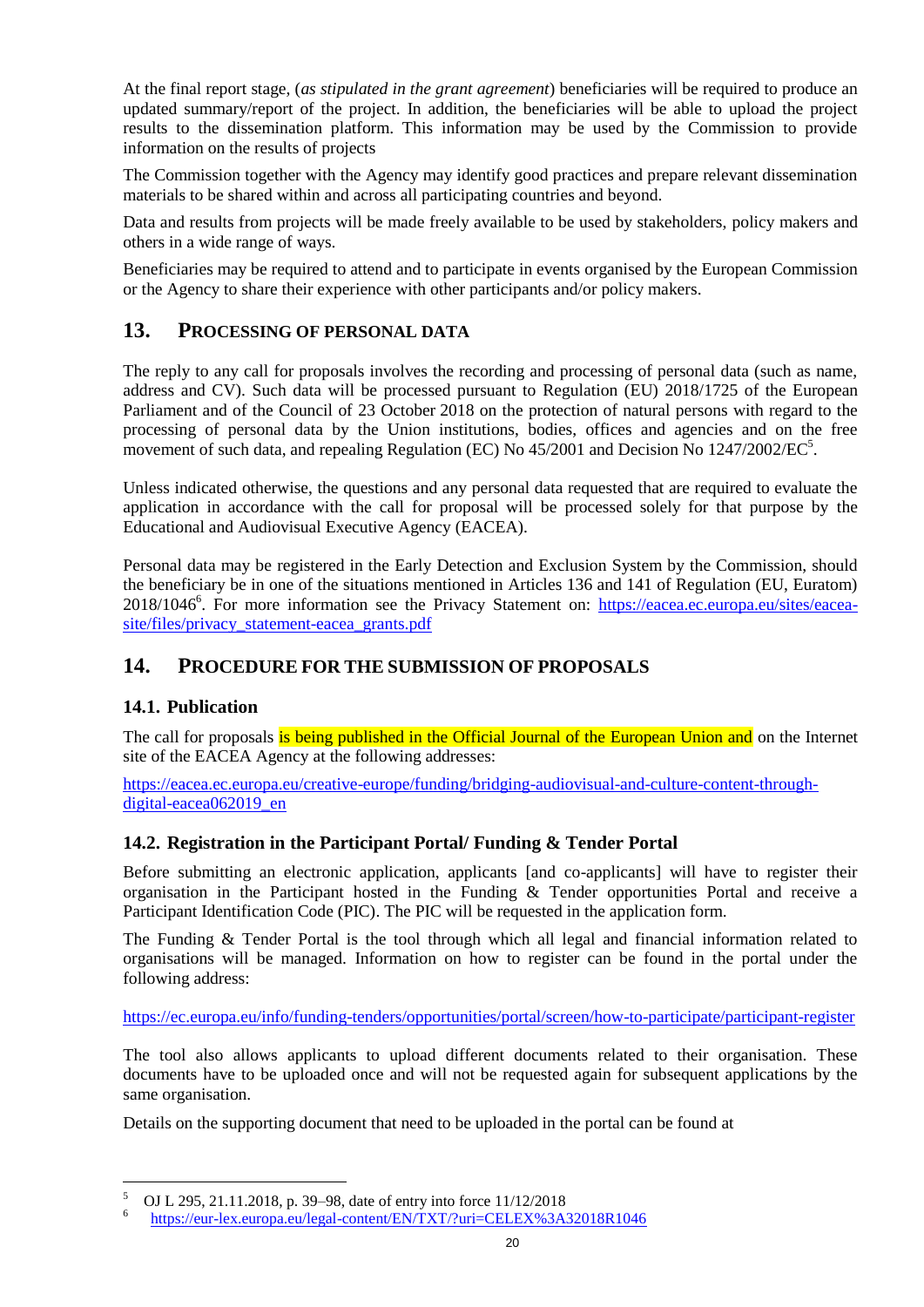At the final report stage, (*as stipulated in the grant agreement*) beneficiaries will be required to produce an updated summary/report of the project. In addition, the beneficiaries will be able to upload the project results to the dissemination platform. This information may be used by the Commission to provide information on the results of projects

The Commission together with the Agency may identify good practices and prepare relevant dissemination materials to be shared within and across all participating countries and beyond.

Data and results from projects will be made freely available to be used by stakeholders, policy makers and others in a wide range of ways.

Beneficiaries may be required to attend and to participate in events organised by the European Commission or the Agency to share their experience with other participants and/or policy makers.

## 13. PROCESSING OF PERSONAL DATA

The reply to any call for proposals involves the recording and processing of personal data (such as name, address and CV). Such data will be processed pursuant to Regulation (EU) 2018/1725 of the European Parliament and of the Council of 23 October 2018 on the protection of natural persons with regard to the processing of personal data by the Union institutions, bodies, offices and agencies and on the free movement of such data, and repealing Regulation (EC) No 45/2001 and Decision No 1247/2002/EC[5].

Unless indicated otherwise, the questions and any personal data requested that are required to evaluate the application in accordance with the call for proposal will be processed solely for that purpose by the Educational and Audiovisual Executive Agency (EACEA).

Personal data may be registered in the Early Detection and Exclusion System by the Commission, should the beneficiary be in one of the situations mentioned in Articles 136 and 141 of Regulation (EU, Euratom) 2018/1046[6]. For more information see the Privacy Statement on: https://eacea.ec.europa.eu/sites/eacea-site/files/privacy_statement-eacea_grants.pdf

## 14. PROCEDURE FOR THE SUBMISSION OF PROPOSALS

### 14.1. Publication

The call for proposals is being published in the Official Journal of the European Union and on the Internet site of the EACEA Agency at the following addresses:

https://eacea.ec.europa.eu/creative-europe/funding/bridging-audiovisual-and-culture-content-through-digital-eacea062019_en

### 14.2. Registration in the Participant Portal/ Funding & Tender Portal

Before submitting an electronic application, applicants [and co-applicants] will have to register their organisation in the Participant hosted in the Funding & Tender opportunities Portal and receive a Participant Identification Code (PIC). The PIC will be requested in the application form.

The Funding & Tender Portal is the tool through which all legal and financial information related to organisations will be managed. Information on how to register can be found in the portal under the following address:

https://ec.europa.eu/info/funding-tenders/opportunities/portal/screen/how-to-participate/participant-register

The tool also allows applicants to upload different documents related to their organisation. These documents have to be uploaded once and will not be requested again for subsequent applications by the same organisation.

Details on the supporting document that need to be uploaded in the portal can be found at

---

[5] OJ L 295, 21.11.2018, p. 39–98, date of entry into force 11/12/2018

[6] https://eur-lex.europa.eu/legal-content/EN/TXT/?uri=CELEX%3A32018R1046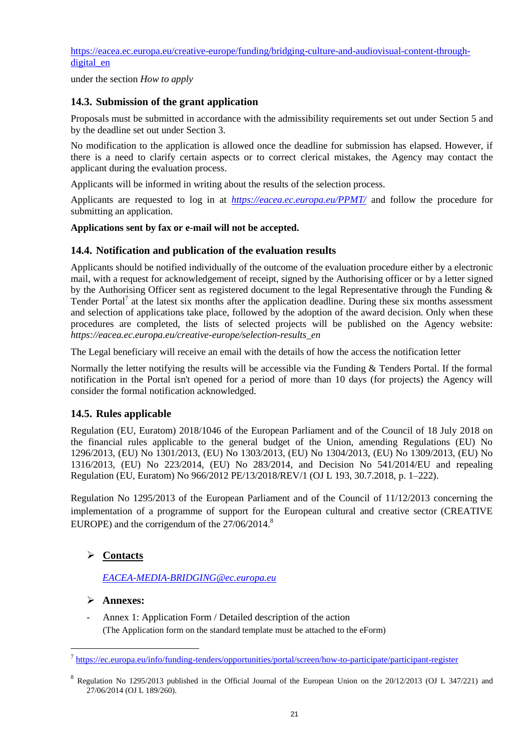https://eacea.ec.europa.eu/creative-europe/funding/bridging-culture-and-audiovisual-content-through-digital_en

under the section *How to apply*

### 14.3. Submission of the grant application

Proposals must be submitted in accordance with the admissibility requirements set out under Section 5 and by the deadline set out under Section 3.

No modification to the application is allowed once the deadline for submission has elapsed. However, if there is a need to clarify certain aspects or to correct clerical mistakes, the Agency may contact the applicant during the evaluation process.

Applicants will be informed in writing about the results of the selection process.

Applicants are requested to log in at *https://eacea.ec.europa.eu/PPMT/* and follow the procedure for submitting an application.

**Applications sent by fax or e-mail will not be accepted.**

### 14.4. Notification and publication of the evaluation results

Applicants should be notified individually of the outcome of the evaluation procedure either by a electronic mail, with a request for acknowledgement of receipt, signed by the Authorising officer or by a letter signed by the Authorising Officer sent as registered document to the legal Representative through the Funding & Tender Portal[7] at the latest six months after the application deadline. During these six months assessment and selection of applications take place, followed by the adoption of the award decision. Only when these procedures are completed, the lists of selected projects will be published on the Agency website: *https://eacea.ec.europa.eu/creative-europe/selection-results_en*

The Legal beneficiary will receive an email with the details of how the access the notification letter

Normally the letter notifying the results will be accessible via the Funding & Tenders Portal. If the formal notification in the Portal isn't opened for a period of more than 10 days (for projects) the Agency will consider the formal notification acknowledged.

### 14.5. Rules applicable

Regulation (EU, Euratom) 2018/1046 of the European Parliament and of the Council of 18 July 2018 on the financial rules applicable to the general budget of the Union, amending Regulations (EU) No 1296/2013, (EU) No 1301/2013, (EU) No 1303/2013, (EU) No 1304/2013, (EU) No 1309/2013, (EU) No 1316/2013, (EU) No 223/2014, (EU) No 283/2014, and Decision No 541/2014/EU and repealing Regulation (EU, Euratom) No 966/2012 PE/13/2018/REV/1 (OJ L 193, 30.7.2018, p. 1–222).

Regulation No 1295/2013 of the European Parliament and of the Council of 11/12/2013 concerning the implementation of a programme of support for the European cultural and creative sector (CREATIVE EUROPE) and the corrigendum of the 27/06/2014.[8]

- **Contacts**

  *EACEA-MEDIA-BRIDGING@ec.europa.eu*

- **Annexes:**

- Annex 1: Application Form / Detailed description of the action
  (The Application form on the standard template must be attached to the eForm)

---

[7] https://ec.europa.eu/info/funding-tenders/opportunities/portal/screen/how-to-participate/participant-register

[8] Regulation No 1295/2013 published in the Official Journal of the European Union on the 20/12/2013 (OJ L 347/221) and 27/06/2014 (OJ L 189/260).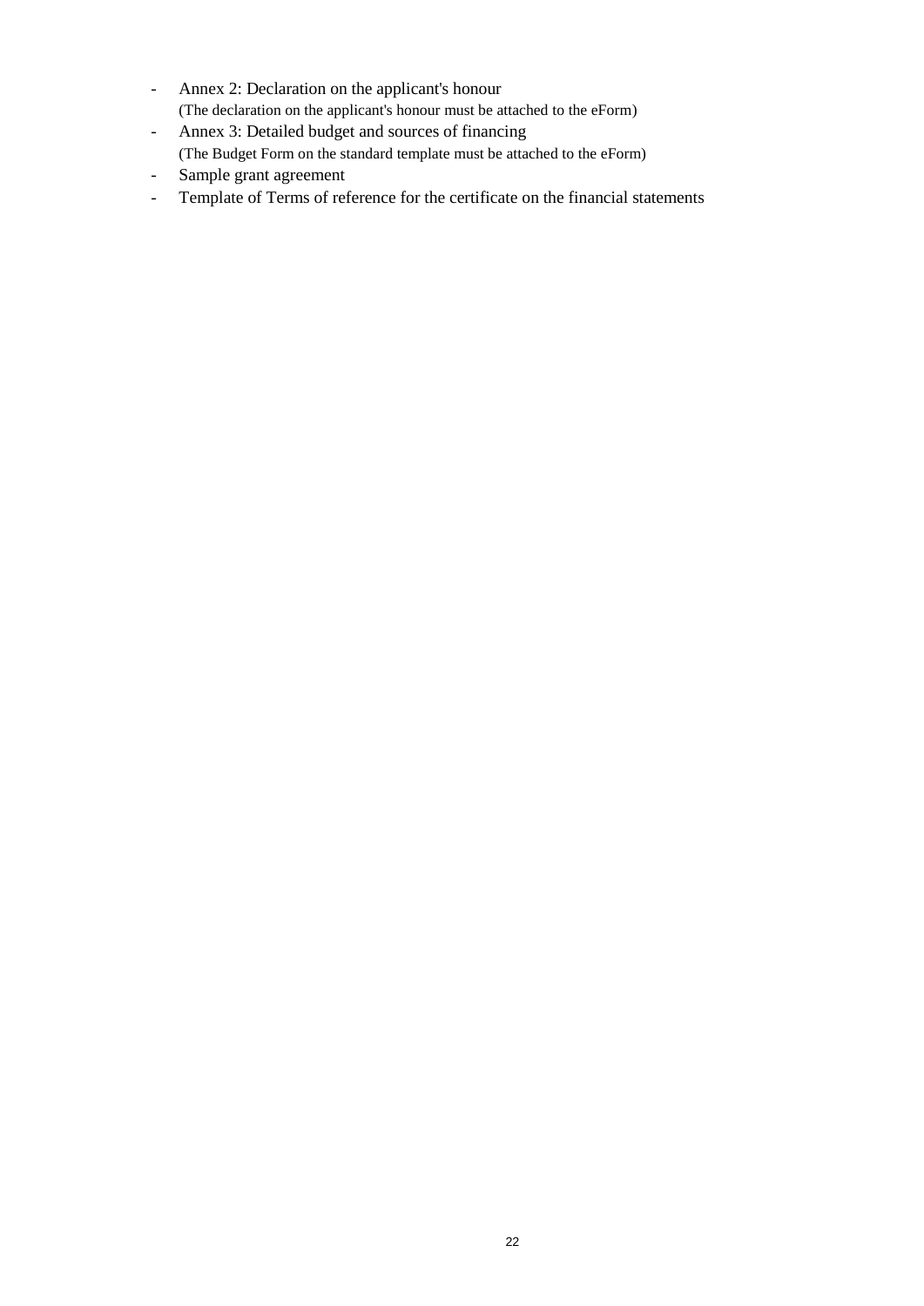- Annex 2: Declaration on the applicant's honour
  (The declaration on the applicant's honour must be attached to the eForm)
- Annex 3: Detailed budget and sources of financing
  (The Budget Form on the standard template must be attached to the eForm)
- Sample grant agreement
- Template of Terms of reference for the certificate on the financial statements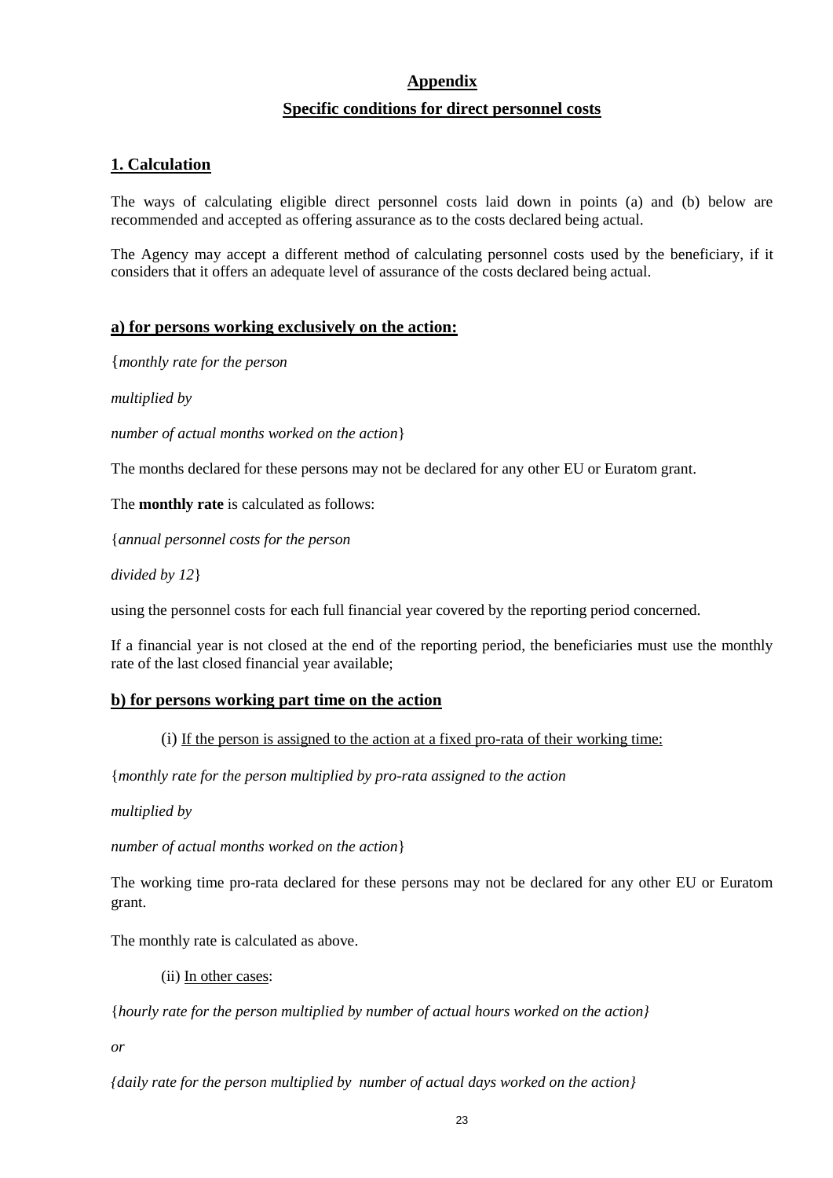## Appendix

## Specific conditions for direct personnel costs

### 1. Calculation

The ways of calculating eligible direct personnel costs laid down in points (a) and (b) below are recommended and accepted as offering assurance as to the costs declared being actual.

The Agency may accept a different method of calculating personnel costs used by the beneficiary, if it considers that it offers an adequate level of assurance of the costs declared being actual.

#### a) for persons working exclusively on the action:

{*monthly rate for the person*

*multiplied by*

*number of actual months worked on the action*}

The months declared for these persons may not be declared for any other EU or Euratom grant.

The **monthly rate** is calculated as follows:

{*annual personnel costs for the person*

*divided by 12*}

using the personnel costs for each full financial year covered by the reporting period concerned.

If a financial year is not closed at the end of the reporting period, the beneficiaries must use the monthly rate of the last closed financial year available;

#### b) for persons working part time on the action

(i) If the person is assigned to the action at a fixed pro-rata of their working time:

{*monthly rate for the person multiplied by pro-rata assigned to the action*

*multiplied by*

*number of actual months worked on the action*}

The working time pro-rata declared for these persons may not be declared for any other EU or Euratom grant.

The monthly rate is calculated as above.

(ii) In other cases:

{*hourly rate for the person multiplied by number of actual hours worked on the action}*

*or*

*{daily rate for the person multiplied by number of actual days worked on the action}*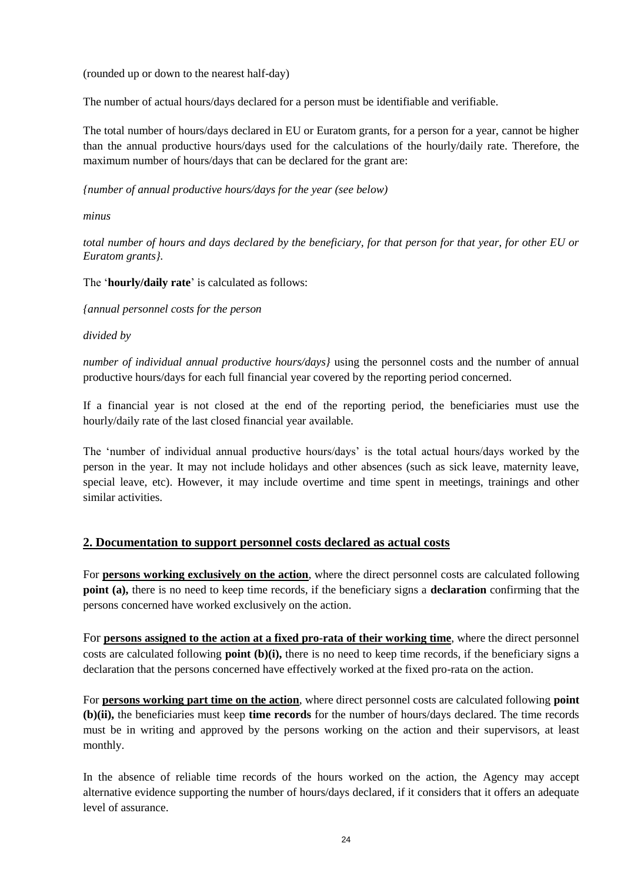(rounded up or down to the nearest half-day)

The number of actual hours/days declared for a person must be identifiable and verifiable.

The total number of hours/days declared in EU or Euratom grants, for a person for a year, cannot be higher than the annual productive hours/days used for the calculations of the hourly/daily rate. Therefore, the maximum number of hours/days that can be declared for the grant are:

*{number of annual productive hours/days for the year (see below)*

*minus*

*total number of hours and days declared by the beneficiary, for that person for that year, for other EU or Euratom grants}.*

The '**hourly/daily rate**' is calculated as follows:

*{annual personnel costs for the person*

*divided by*

*number of individual annual productive hours/days}* using the personnel costs and the number of annual productive hours/days for each full financial year covered by the reporting period concerned.

If a financial year is not closed at the end of the reporting period, the beneficiaries must use the hourly/daily rate of the last closed financial year available.

The 'number of individual annual productive hours/days' is the total actual hours/days worked by the person in the year. It may not include holidays and other absences (such as sick leave, maternity leave, special leave, etc). However, it may include overtime and time spent in meetings, trainings and other similar activities.

## 2. Documentation to support personnel costs declared as actual costs

For **persons working exclusively on the action**, where the direct personnel costs are calculated following **point (a),** there is no need to keep time records, if the beneficiary signs a **declaration** confirming that the persons concerned have worked exclusively on the action.

For **persons assigned to the action at a fixed pro-rata of their working time**, where the direct personnel costs are calculated following **point (b)(i),** there is no need to keep time records, if the beneficiary signs a declaration that the persons concerned have effectively worked at the fixed pro-rata on the action.

For **persons working part time on the action**, where direct personnel costs are calculated following **point (b)(ii),** the beneficiaries must keep **time records** for the number of hours/days declared. The time records must be in writing and approved by the persons working on the action and their supervisors, at least monthly.

In the absence of reliable time records of the hours worked on the action, the Agency may accept alternative evidence supporting the number of hours/days declared, if it considers that it offers an adequate level of assurance.